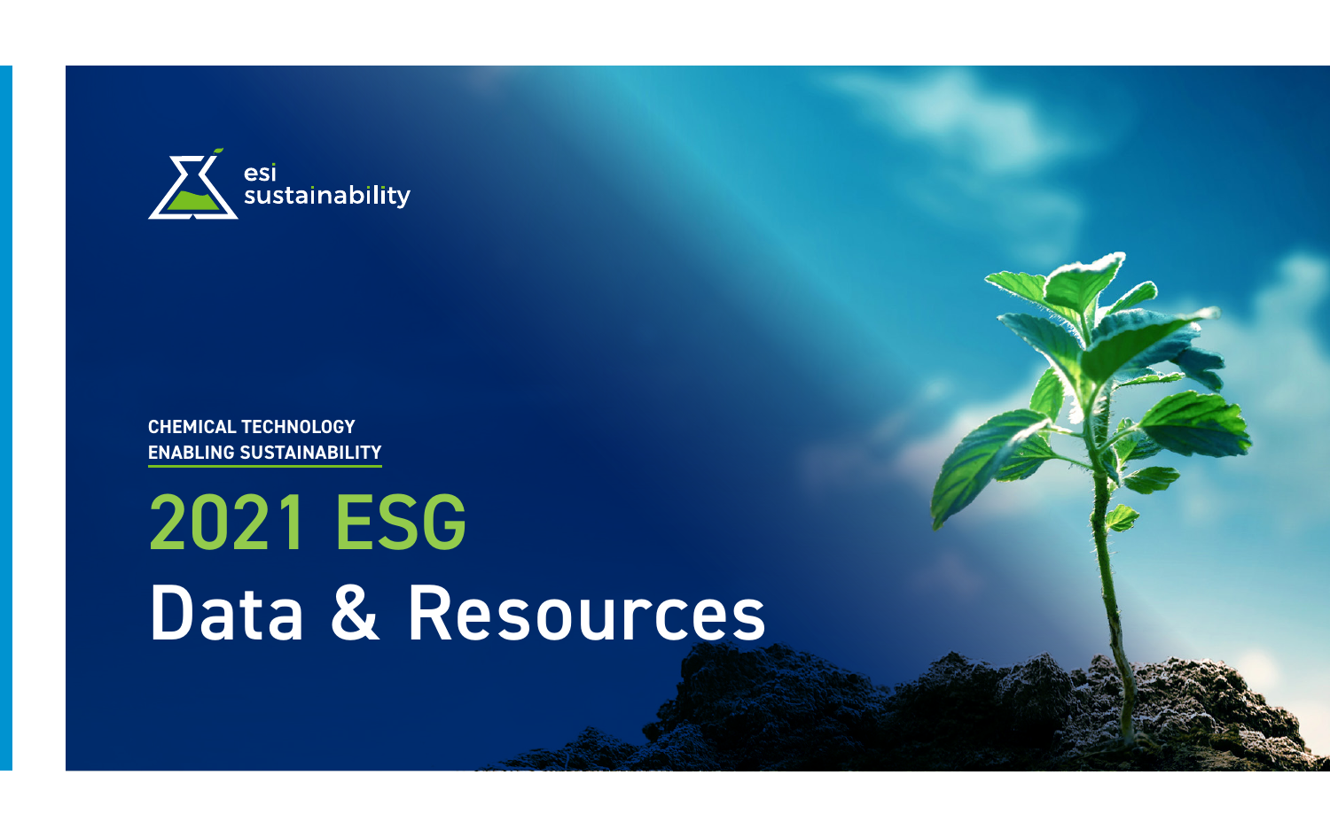esi sustainability

**CHEMICAL TECHNOLOGY ENABLING SUSTAINABILITY**

# 2021 ESG Data & Resources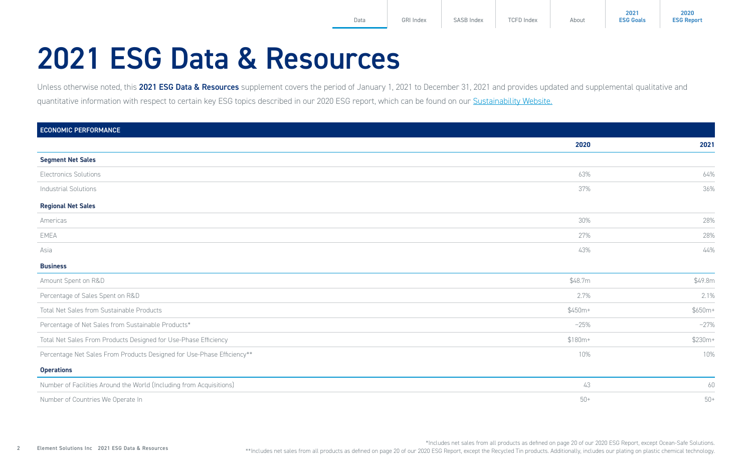# 2021 ESG Data & Resources

Unless otherwise noted, this **2021 ESG Data & Resources** supplement covers the period of January 1, 2021 to December 31, 2021 and provides updated and supplemental qualitative and quantitative information with respect to certain key ESG topics described in our 2020 ESG report, which can be found on our Sustainability Website.

| ECONOMIC PERFORMANCE | 2020 | 2021 |
|---|---|---|
| **Segment Net Sales** | | |
| Electronics Solutions | 63% | 64% |
| Industrial Solutions | 37% | 36% |
| **Regional Net Sales** | | |
| Americas | 30% | 28% |
| EMEA | 27% | 28% |
| Asia | 43% | 44% |
| **Business** | | |
| Amount Spent on R&D | $48.7m | $49.8m |
| Percentage of Sales Spent on R&D | 2.7% | 2.1% |
| Total Net Sales from Sustainable Products | $450m+ | $650m+ |
| Percentage of Net Sales from Sustainable Products* | ~25% | ~27% |
| Total Net Sales From Products Designed for Use-Phase Efficiency | $180m+ | $230m+ |
| Percentage Net Sales From Products Designed for Use-Phase Efficiency** | 10% | 10% |
| **Operations** | | |
| Number of Facilities Around the World (Including from Acquisitions) | 43 | 60 |
| Number of Countries We Operate In | 50+ | 50+ |

*Includes net sales from all products as defined on page 20 of our 2020 ESG Report, except Ocean-Safe Solutions.

**Includes net sales from all products as defined on page 20 of our 2020 ESG Report, except the Recycled Tin products. Additionally, includes our plating on plastic chemical technology.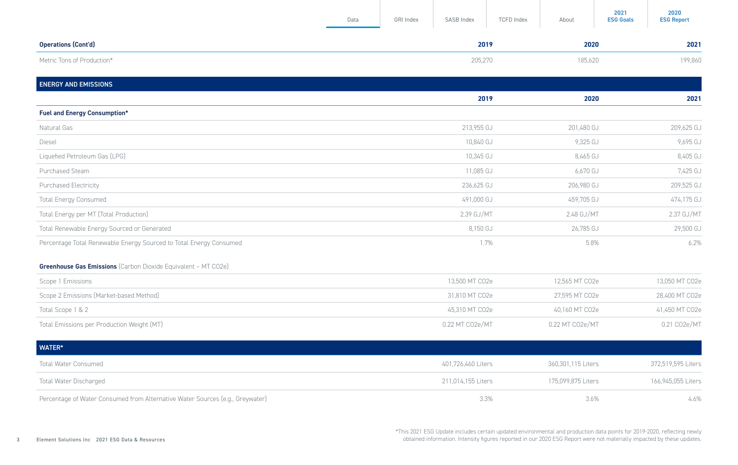| Operations (Cont'd) | 2019 | 2020 | 2021 |
|---|---|---|---|
| Metric Tons of Production* | 205,270 | 185,620 | 199,860 |

## ENERGY AND EMISSIONS

| | 2019 | 2020 | 2021 |
|---|---|---|---|
| **Fuel and Energy Consumption*** | | | |
| Natural Gas | 213,955 GJ | 201,480 GJ | 209,625 GJ |
| Diesel | 10,840 GJ | 9,325 GJ | 9,695 GJ |
| Liquefied Petroleum Gas (LPG) | 10,345 GJ | 8,465 GJ | 8,405 GJ |
| Purchased Steam | 11,085 GJ | 6,670 GJ | 7,425 GJ |
| Purchased Electricity | 236,625 GJ | 206,980 GJ | 209,525 GJ |
| Total Energy Consumed | 491,000 GJ | 459,705 GJ | 474,175 GJ |
| Total Energy per MT (Total Production) | 2.39 GJ/MT | 2.48 GJ/MT | 2.37 GJ/MT |
| Total Renewable Energy Sourced or Generated | 8,150 GJ | 26,785 GJ | 29,500 GJ |
| Percentage Total Renewable Energy Sourced to Total Energy Consumed | 1.7% | 5.8% | 6.2% |
| **Greenhouse Gas Emissions** (Carbon Dioxide Equivalent – MT CO2e) | | | |
| Scope 1 Emissions | 13,500 MT CO2e | 12,565 MT CO2e | 13,050 MT CO2e |
| Scope 2 Emissions (Market-based Method) | 31,810 MT CO2e | 27,595 MT CO2e | 28,400 MT CO2e |
| Total Scope 1 & 2 | 45,310 MT CO2e | 40,160 MT CO2e | 41,450 MT CO2e |
| Total Emissions per Production Weight (MT) | 0.22 MT CO2e/MT | 0.22 MT CO2e/MT | 0.21 CO2e/MT |

## WATER*

| | 2019 | 2020 | 2021 |
|---|---|---|---|
| Total Water Consumed | 401,726,460 Liters | 360,301,115 Liters | 372,519,595 Liters |
| Total Water Discharged | 211,014,155 Liters | 175,099,875 Liters | 166,945,055 Liters |
| Percentage of Water Consumed from Alternative Water Sources (e.g., Greywater) | 3.3% | 3.6% | 4.6% |

*This 2021 ESG Update includes certain updated environmental and production data points for 2019-2020, reflecting newly obtained information. Intensity figures reported in our 2020 ESG Report were not materially impacted by these updates.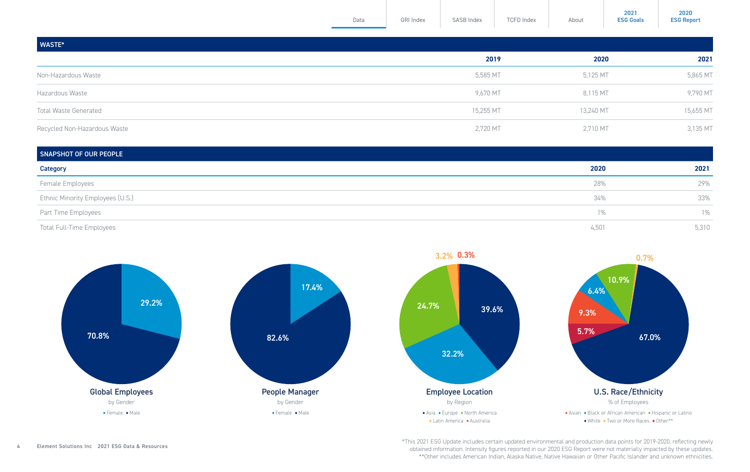## WASTE*

| | 2019 | 2020 | 2021 |
|---|---|---|---|
| Non-Hazardous Waste | 5,585 MT | 5,125 MT | 5,865 MT |
| Hazardous Waste | 9,670 MT | 8,115 MT | 9,790 MT |
| Total Waste Generated | 15,255 MT | 13,240 MT | 15,655 MT |
| Recycled Non-Hazardous Waste | 2,720 MT | 2,710 MT | 3,135 MT |

## SNAPSHOT OF OUR PEOPLE

| Category | 2020 | 2021 |
|---|---|---|
| Female Employees | 28% | 29% |
| Ethnic Minority Employees (U.S.) | 34% | 33% |
| Part Time Employees | 1% | 1% |
| Total Full-Time Employees | 4,501 | 5,310 |

**Global Employees**
by Gender
- Female: 29.2%
- Male: 70.8%

**People Manager**
by Gender
- Female: 17.4%
- Male: 82.6%

**Employee Location**
by Region
- Asia: 39.6%
- Europe: 32.2%
- North America: 24.7%
- Latin America: 3.2%
- Australia: 0.3%

**U.S. Race/Ethnicity**
% of Employees
- Asian: 9.3%
- Black or African American: 6.4%
- Hispanic or Latino: 10.9%
- White: 67.0%
- Two or More Races: 0.7%
- Other**: 5.7%

*This 2021 ESG Update includes certain updated environmental and production data points for 2019-2020, reflecting newly obtained information. Intensity figures reported in our 2020 ESG Report were not materially impacted by these updates.
**Other includes American Indian, Alaska Native, Native Hawaiian or Other Pacific Islander and unknown ethnicities.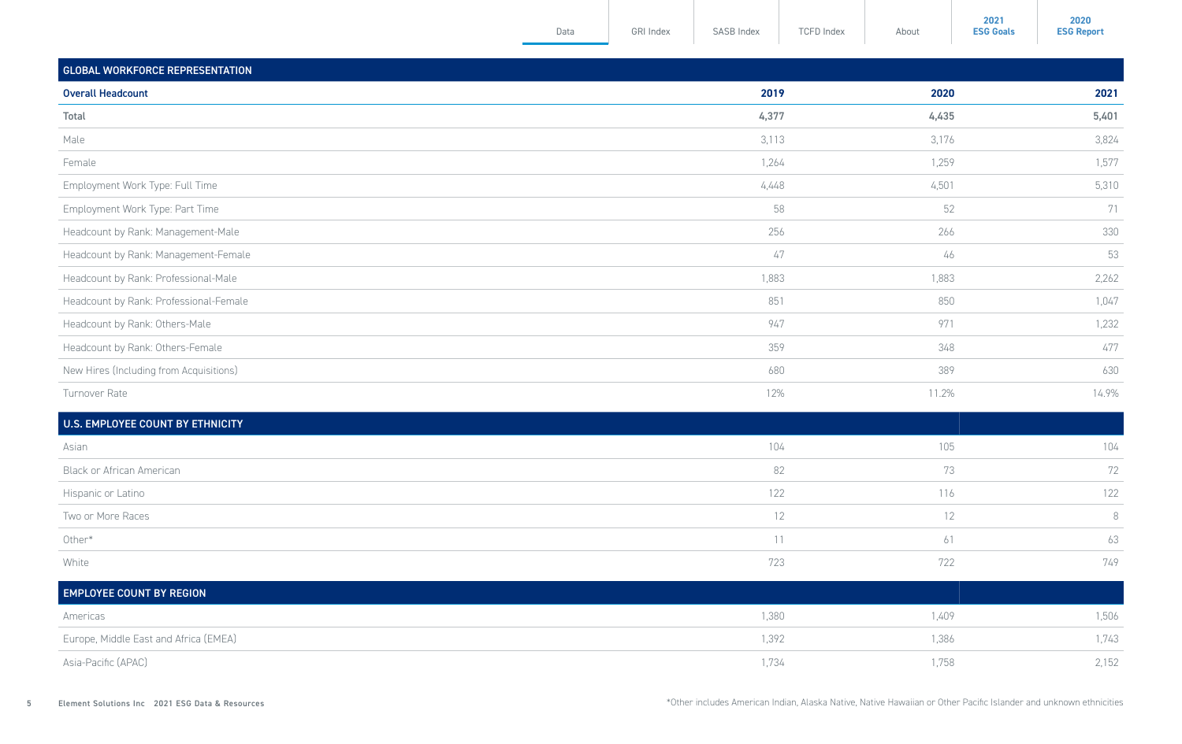## GLOBAL WORKFORCE REPRESENTATION

| Overall Headcount | 2019 | 2020 | 2021 |
|---|---|---|---|
| **Total** | **4,377** | **4,435** | **5,401** |
| Male | 3,113 | 3,176 | 3,824 |
| Female | 1,264 | 1,259 | 1,577 |
| Employment Work Type: Full Time | 4,448 | 4,501 | 5,310 |
| Employment Work Type: Part Time | 58 | 52 | 71 |
| Headcount by Rank: Management-Male | 256 | 266 | 330 |
| Headcount by Rank: Management-Female | 47 | 46 | 53 |
| Headcount by Rank: Professional-Male | 1,883 | 1,883 | 2,262 |
| Headcount by Rank: Professional-Female | 851 | 850 | 1,047 |
| Headcount by Rank: Others-Male | 947 | 971 | 1,232 |
| Headcount by Rank: Others-Female | 359 | 348 | 477 |
| New Hires (Including from Acquisitions) | 680 | 389 | 630 |
| Turnover Rate | 12% | 11.2% | 14.9% |

## U.S. EMPLOYEE COUNT BY ETHNICITY

| | 2019 | 2020 | 2021 |
|---|---|---|---|
| Asian | 104 | 105 | 104 |
| Black or African American | 82 | 73 | 72 |
| Hispanic or Latino | 122 | 116 | 122 |
| Two or More Races | 12 | 12 | 8 |
| Other* | 11 | 61 | 63 |
| White | 723 | 722 | 749 |

## EMPLOYEE COUNT BY REGION

| | 2019 | 2020 | 2021 |
|---|---|---|---|
| Americas | 1,380 | 1,409 | 1,506 |
| Europe, Middle East and Africa (EMEA) | 1,392 | 1,386 | 1,743 |
| Asia-Pacific (APAC) | 1,734 | 1,758 | 2,152 |

*Other includes American Indian, Alaska Native, Native Hawaiian or Other Pacific Islander and unknown ethnicities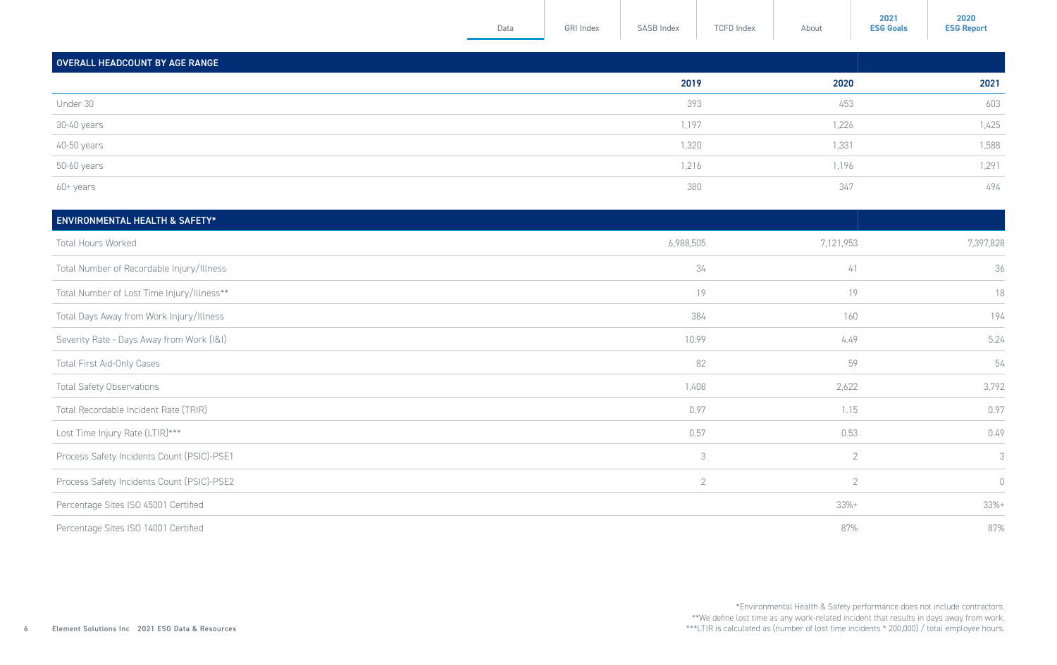| OVERALL HEADCOUNT BY AGE RANGE | | | |
|---|---|---|---|
| | 2019 | 2020 | 2021 |
| Under 30 | 393 | 453 | 603 |
| 30-40 years | 1,197 | 1,226 | 1,425 |
| 40-50 years | 1,320 | 1,331 | 1,588 |
| 50-60 years | 1,216 | 1,196 | 1,291 |
| 60+ years | 380 | 347 | 494 |

| ENVIRONMENTAL HEALTH & SAFETY* | 2019 | 2020 | 2021 |
|---|---|---|---|
| Total Hours Worked | 6,988,505 | 7,121,953 | 7,397,828 |
| Total Number of Recordable Injury/Illness | 34 | 41 | 36 |
| Total Number of Lost Time Injury/Illness** | 19 | 19 | 18 |
| Total Days Away from Work Injury/Illness | 384 | 160 | 194 |
| Severity Rate - Days Away from Work (I&I) | 10.99 | 4.49 | 5.24 |
| Total First Aid-Only Cases | 82 | 59 | 54 |
| Total Safety Observations | 1,408 | 2,622 | 3,792 |
| Total Recordable Incident Rate (TRIR) | 0.97 | 1.15 | 0.97 |
| Lost Time Injury Rate (LTIR)*** | 0.57 | 0.53 | 0.49 |
| Process Safety Incidents Count (PSIC)-PSE1 | 3 | 2 | 3 |
| Process Safety Incidents Count (PSIC)-PSE2 | 2 | 2 | 0 |
| Percentage Sites ISO 45001 Certified | | 33%+ | 33%+ |
| Percentage Sites ISO 14001 Certified | | 87% | 87% |

*Environmental Health & Safety performance does not include contractors.
**We define lost time as any work-related incident that results in days away from work.
***LTIR is calculated as (number of lost time incidents * 200,000) / total employee hours.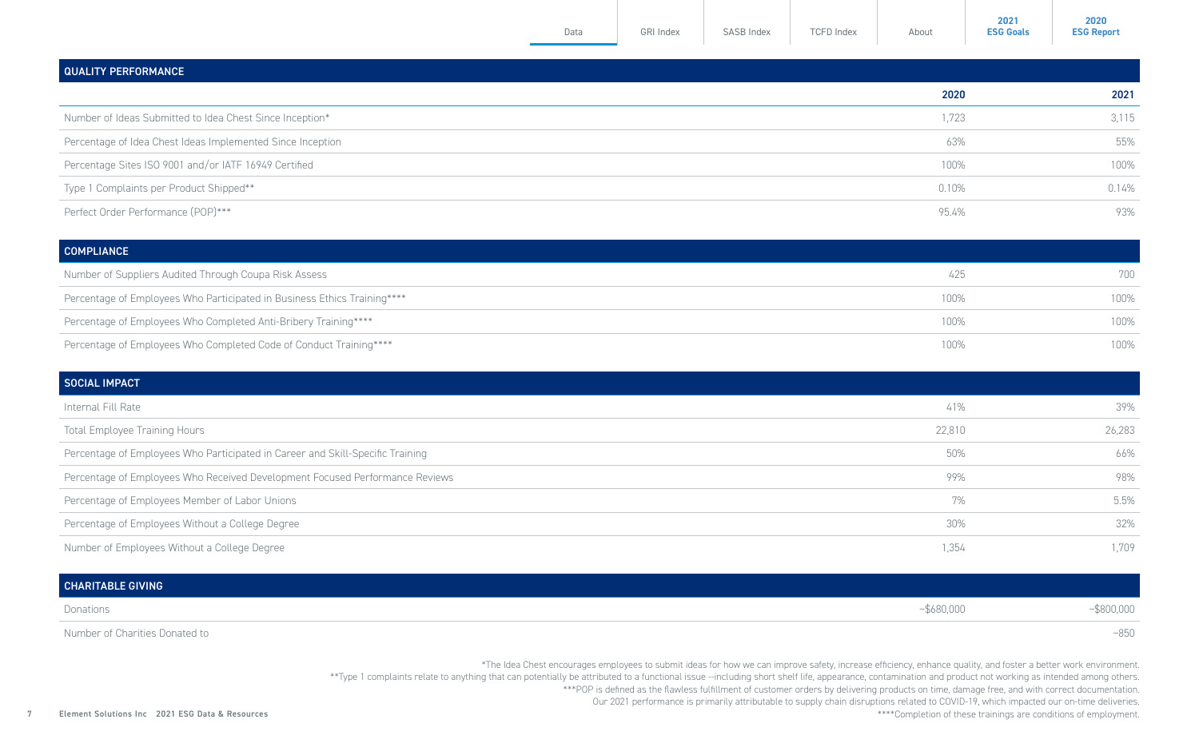## QUALITY PERFORMANCE

| | 2020 | 2021 |
|---|---|---|
| Number of Ideas Submitted to Idea Chest Since Inception* | 1,723 | 3,115 |
| Percentage of Idea Chest Ideas Implemented Since Inception | 63% | 55% |
| Percentage Sites ISO 9001 and/or IATF 16949 Certified | 100% | 100% |
| Type 1 Complaints per Product Shipped** | 0.10% | 0.14% |
| Perfect Order Performance (POP)*** | 95.4% | 93% |

## COMPLIANCE

| | 2020 | 2021 |
|---|---|---|
| Number of Suppliers Audited Through Coupa Risk Assess | 425 | 700 |
| Percentage of Employees Who Participated in Business Ethics Training**** | 100% | 100% |
| Percentage of Employees Who Completed Anti-Bribery Training**** | 100% | 100% |
| Percentage of Employees Who Completed Code of Conduct Training**** | 100% | 100% |

## SOCIAL IMPACT

| | 2020 | 2021 |
|---|---|---|
| Internal Fill Rate | 41% | 39% |
| Total Employee Training Hours | 22,810 | 26,283 |
| Percentage of Employees Who Participated in Career and Skill-Specific Training | 50% | 66% |
| Percentage of Employees Who Received Development Focused Performance Reviews | 99% | 98% |
| Percentage of Employees Member of Labor Unions | 7% | 5.5% |
| Percentage of Employees Without a College Degree | 30% | 32% |
| Number of Employees Without a College Degree | 1,354 | 1,709 |

## CHARITABLE GIVING

| | 2020 | 2021 |
|---|---|---|
| Donations | ~$680,000 | ~$800,000 |
| Number of Charities Donated to | | ~850 |

*The Idea Chest encourages employees to submit ideas for how we can improve safety, increase efficiency, enhance quality, and foster a better work environment.

**Type 1 complaints relate to anything that can potentially be attributed to a functional issue --including short shelf life, appearance, contamination and product not working as intended among others.

***POP is defined as the flawless fulfillment of customer orders by delivering products on time, damage free, and with correct documentation. Our 2021 performance is primarily attributable to supply chain disruptions related to COVID-19, which impacted our on-time deliveries.

****Completion of these trainings are conditions of employment.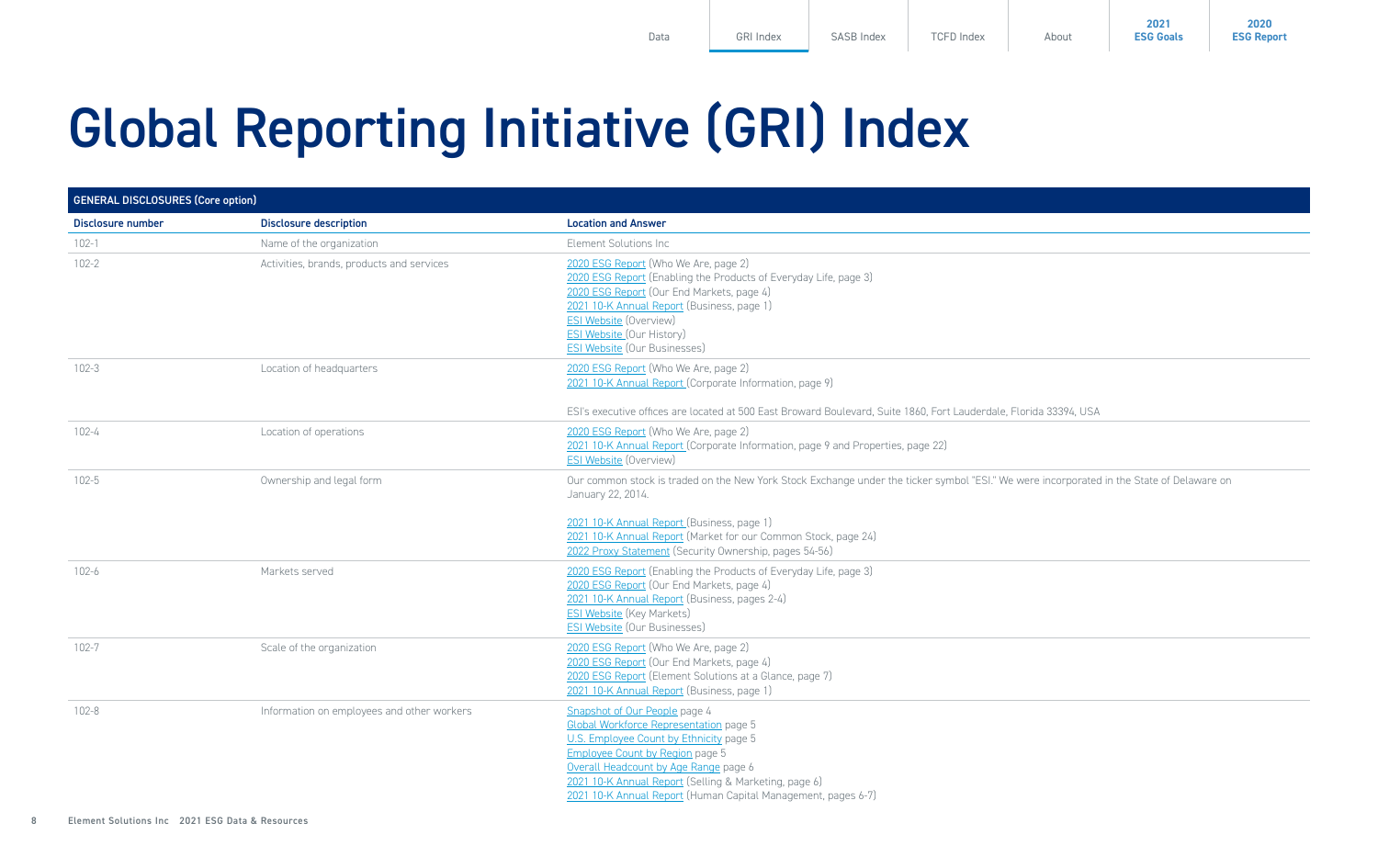# Global Reporting Initiative (GRI) Index

| GENERAL DISCLOSURES (Core option) | | |
|---|---|---|
| **Disclosure number** | **Disclosure description** | **Location and Answer** |
| 102-1 | Name of the organization | Element Solutions Inc |
| 102-2 | Activities, brands, products and services | 2020 ESG Report (Who We Are, page 2)<br>2020 ESG Report (Enabling the Products of Everyday Life, page 3)<br>2020 ESG Report (Our End Markets, page 4)<br>2021 10-K Annual Report (Business, page 1)<br>ESI Website (Overview)<br>ESI Website (Our History)<br>ESI Website (Our Businesses) |
| 102-3 | Location of headquarters | 2020 ESG Report (Who We Are, page 2)<br>2021 10-K Annual Report (Corporate Information, page 9)<br><br>ESI's executive offices are located at 500 East Broward Boulevard, Suite 1860, Fort Lauderdale, Florida 33394, USA |
| 102-4 | Location of operations | 2020 ESG Report (Who We Are, page 2)<br>2021 10-K Annual Report (Corporate Information, page 9 and Properties, page 22)<br>ESI Website (Overview) |
| 102-5 | Ownership and legal form | Our common stock is traded on the New York Stock Exchange under the ticker symbol "ESI." We were incorporated in the State of Delaware on January 22, 2014.<br><br>2021 10-K Annual Report (Business, page 1)<br>2021 10-K Annual Report (Market for our Common Stock, page 24)<br>2022 Proxy Statement (Security Ownership, pages 54-56) |
| 102-6 | Markets served | 2020 ESG Report (Enabling the Products of Everyday Life, page 3)<br>2020 ESG Report (Our End Markets, page 4)<br>2021 10-K Annual Report (Business, pages 2-4)<br>ESI Website (Key Markets)<br>ESI Website (Our Businesses) |
| 102-7 | Scale of the organization | 2020 ESG Report (Who We Are, page 2)<br>2020 ESG Report (Our End Markets, page 4)<br>2020 ESG Report (Element Solutions at a Glance, page 7)<br>2021 10-K Annual Report (Business, page 1) |
| 102-8 | Information on employees and other workers | Snapshot of Our People page 4<br>Global Workforce Representation page 5<br>U.S. Employee Count by Ethnicity page 5<br>Employee Count by Region page 5<br>Overall Headcount by Age Range page 6<br>2021 10-K Annual Report (Selling & Marketing, page 6)<br>2021 10-K Annual Report (Human Capital Management, pages 6-7) |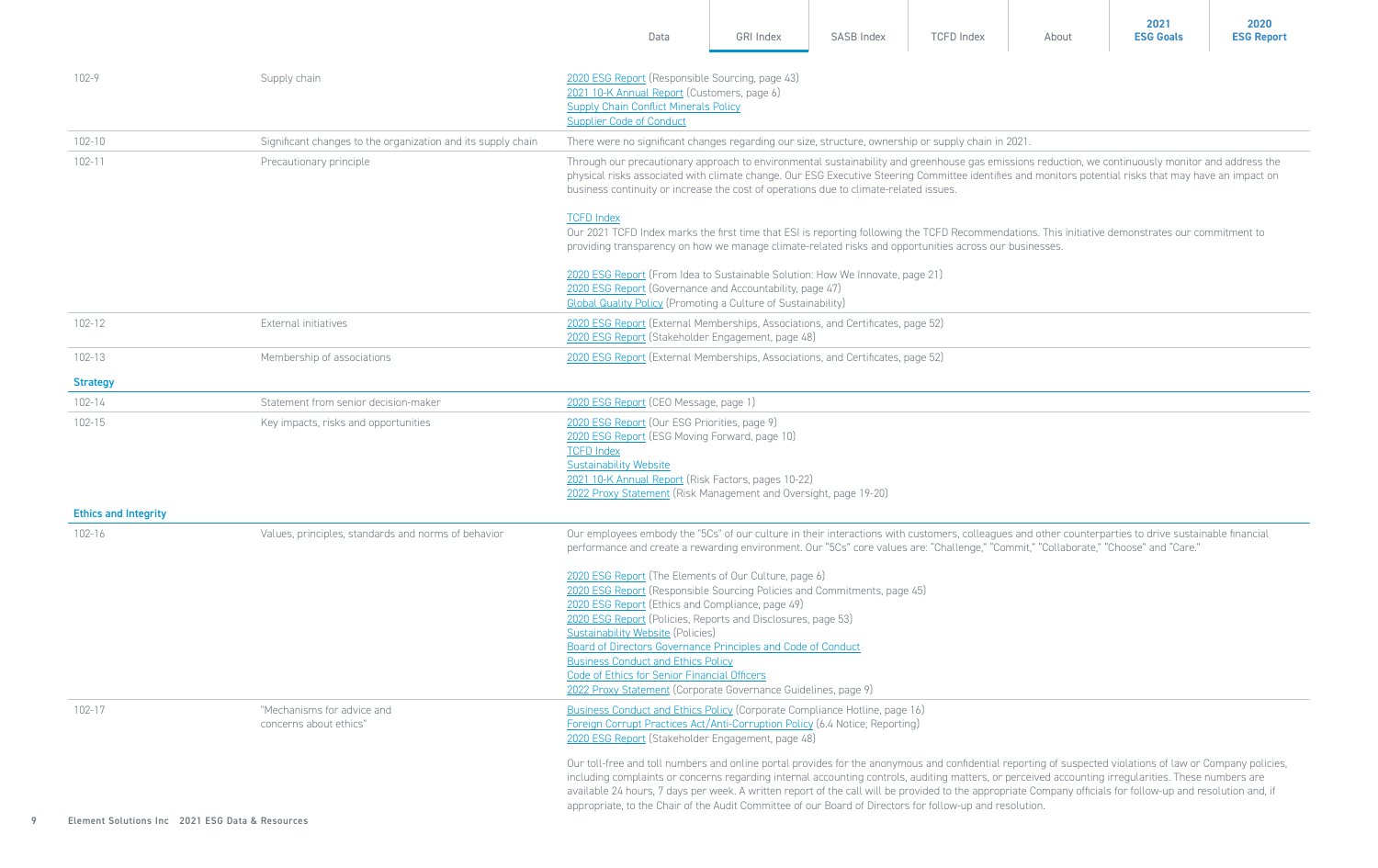| | | |
|---|---|---|
| 102-9 | Supply chain | 2020 ESG Report (Responsible Sourcing, page 43)<br>2021 10-K Annual Report (Customers, page 6)<br>Supply Chain Conflict Minerals Policy<br>Supplier Code of Conduct |
| 102-10 | Significant changes to the organization and its supply chain | There were no significant changes regarding our size, structure, ownership or supply chain in 2021. |
| 102-11 | Precautionary principle | Through our precautionary approach to environmental sustainability and greenhouse gas emissions reduction, we continuously monitor and address the physical risks associated with climate change. Our ESG Executive Steering Committee identifies and monitors potential risks that may have an impact on business continuity or increase the cost of operations due to climate-related issues.<br><br>TCFD Index<br>Our 2021 TCFD Index marks the first time that ESI is reporting following the TCFD Recommendations. This initiative demonstrates our commitment to providing transparency on how we manage climate-related risks and opportunities across our businesses.<br><br>2020 ESG Report (From Idea to Sustainable Solution: How We Innovate, page 21)<br>2020 ESG Report (Governance and Accountability, page 47)<br>Global Quality Policy (Promoting a Culture of Sustainability) |
| 102-12 | External initiatives | 2020 ESG Report (External Memberships, Associations, and Certificates, page 52)<br>2020 ESG Report (Stakeholder Engagement, page 48) |
| 102-13 | Membership of associations | 2020 ESG Report (External Memberships, Associations, and Certificates, page 52) |

**Strategy**

| | | |
|---|---|---|
| 102-14 | Statement from senior decision-maker | 2020 ESG Report (CEO Message, page 1) |
| 102-15 | Key impacts, risks and opportunities | 2020 ESG Report (Our ESG Priorities, page 9)<br>2020 ESG Report (ESG Moving Forward, page 10)<br>TCFD Index<br>Sustainability Website<br>2021 10-K Annual Report (Risk Factors, pages 10-22)<br>2022 Proxy Statement (Risk Management and Oversight, page 19-20) |

**Ethics and Integrity**

| | | |
|---|---|---|
| 102-16 | Values, principles, standards and norms of behavior | Our employees embody the "5Cs" of our culture in their interactions with customers, colleagues and other counterparties to drive sustainable financial performance and create a rewarding environment. Our "5Cs" core values are: "Challenge," "Commit," "Collaborate," "Choose" and "Care."<br><br>2020 ESG Report (The Elements of Our Culture, page 6)<br>2020 ESG Report (Responsible Sourcing Policies and Commitments, page 45)<br>2020 ESG Report (Ethics and Compliance, page 49)<br>2020 ESG Report (Policies, Reports and Disclosures, page 53)<br>Sustainability Website (Policies)<br>Board of Directors Governance Principles and Code of Conduct<br>Business Conduct and Ethics Policy<br>Code of Ethics for Senior Financial Officers<br>2022 Proxy Statement (Corporate Governance Guidelines, page 9) |
| 102-17 | "Mechanisms for advice and concerns about ethics" | Business Conduct and Ethics Policy (Corporate Compliance Hotline, page 16)<br>Foreign Corrupt Practices Act/Anti-Corruption Policy (6.4 Notice; Reporting)<br>2020 ESG Report (Stakeholder Engagement, page 48)<br><br>Our toll-free and toll numbers and online portal provides for the anonymous and confidential reporting of suspected violations of law or Company policies, including complaints or concerns regarding internal accounting controls, auditing matters, or perceived accounting irregularities. These numbers are available 24 hours, 7 days per week. A written report of the call will be provided to the appropriate Company officials for follow-up and resolution and, if appropriate, to the Chair of the Audit Committee of our Board of Directors for follow-up and resolution. |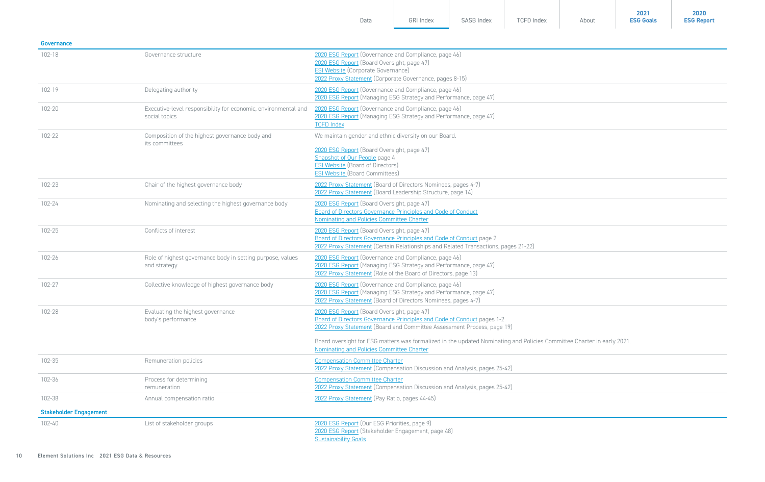## Governance

| | | |
|---|---|---|
| 102-18 | Governance structure | 2020 ESG Report (Governance and Compliance, page 46)<br>2020 ESG Report (Board Oversight, page 47)<br>ESI Website (Corporate Governance)<br>2022 Proxy Statement (Corporate Governance, pages 8-15) |
| 102-19 | Delegating authority | 2020 ESG Report (Governance and Compliance, page 46)<br>2020 ESG Report (Managing ESG Strategy and Performance, page 47) |
| 102-20 | Executive-level responsibility for economic, environmental and social topics | 2020 ESG Report (Governance and Compliance, page 46)<br>2020 ESG Report (Managing ESG Strategy and Performance, page 47)<br>TCFD Index |
| 102-22 | Composition of the highest governance body and its committees | We maintain gender and ethnic diversity on our Board.<br><br>2020 ESG Report (Board Oversight, page 47)<br>Snapshot of Our People page 4<br>ESI Website (Board of Directors)<br>ESI Website (Board Committees) |
| 102-23 | Chair of the highest governance body | 2022 Proxy Statement (Board of Directors Nominees, pages 4-7)<br>2022 Proxy Statement (Board Leadership Structure, page 14) |
| 102-24 | Nominating and selecting the highest governance body | 2020 ESG Report (Board Oversight, page 47)<br>Board of Directors Governance Principles and Code of Conduct<br>Nominating and Policies Committee Charter |
| 102-25 | Conflicts of interest | 2020 ESG Report (Board Oversight, page 47)<br>Board of Directors Governance Principles and Code of Conduct page 2<br>2022 Proxy Statement (Certain Relationships and Related Transactions, pages 21-22) |
| 102-26 | Role of highest governance body in setting purpose, values and strategy | 2020 ESG Report (Governance and Compliance, page 46)<br>2020 ESG Report (Managing ESG Strategy and Performance, page 47)<br>2022 Proxy Statement (Role of the Board of Directors, page 13) |
| 102-27 | Collective knowledge of highest governance body | 2020 ESG Report (Governance and Compliance, page 46)<br>2020 ESG Report (Managing ESG Strategy and Performance, page 47)<br>2022 Proxy Statement (Board of Directors Nominees, pages 4-7) |
| 102-28 | Evaluating the highest governance body's performance | 2020 ESG Report (Board Oversight, page 47)<br>Board of Directors Governance Principles and Code of Conduct pages 1-2<br>2022 Proxy Statement (Board and Committee Assessment Process, page 19)<br><br>Board oversight for ESG matters was formalized in the updated Nominating and Policies Committee Charter in early 2021.<br>Nominating and Policies Committee Charter |
| 102-35 | Remuneration policies | Compensation Committee Charter<br>2022 Proxy Statement (Compensation Discussion and Analysis, pages 25-42) |
| 102-36 | Process for determining remuneration | Compensation Committee Charter<br>2022 Proxy Statement (Compensation Discussion and Analysis, pages 25-42) |
| 102-38 | Annual compensation ratio | 2022 Proxy Statement (Pay Ratio, pages 44-45) |

## Stakeholder Engagement

| | | |
|---|---|---|
| 102-40 | List of stakeholder groups | 2020 ESG Report (Our ESG Priorities, page 9)<br>2020 ESG Report (Stakeholder Engagement, page 48)<br>Sustainability Goals |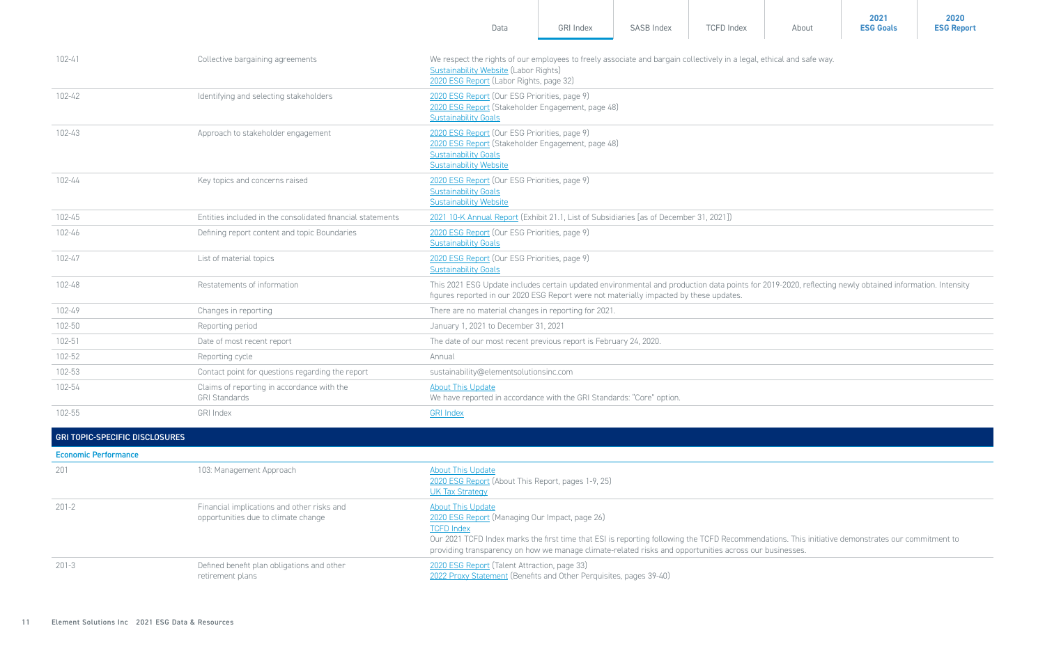| | | |
|---|---|---|
| 102-41 | Collective bargaining agreements | We respect the rights of our employees to freely associate and bargain collectively in a legal, ethical and safe way.<br>Sustainability Website (Labor Rights)<br>2020 ESG Report (Labor Rights, page 32) |
| 102-42 | Identifying and selecting stakeholders | 2020 ESG Report (Our ESG Priorities, page 9)<br>2020 ESG Report (Stakeholder Engagement, page 48)<br>Sustainability Goals |
| 102-43 | Approach to stakeholder engagement | 2020 ESG Report (Our ESG Priorities, page 9)<br>2020 ESG Report (Stakeholder Engagement, page 48)<br>Sustainability Goals<br>Sustainability Website |
| 102-44 | Key topics and concerns raised | 2020 ESG Report (Our ESG Priorities, page 9)<br>Sustainability Goals<br>Sustainability Website |
| 102-45 | Entities included in the consolidated financial statements | 2021 10-K Annual Report (Exhibit 21.1, List of Subsidiaries [as of December 31, 2021]) |
| 102-46 | Defining report content and topic Boundaries | 2020 ESG Report (Our ESG Priorities, page 9)<br>Sustainability Goals |
| 102-47 | List of material topics | 2020 ESG Report (Our ESG Priorities, page 9)<br>Sustainability Goals |
| 102-48 | Restatements of information | This 2021 ESG Update includes certain updated environmental and production data points for 2019-2020, reflecting newly obtained information. Intensity figures reported in our 2020 ESG Report were not materially impacted by these updates. |
| 102-49 | Changes in reporting | There are no material changes in reporting for 2021. |
| 102-50 | Reporting period | January 1, 2021 to December 31, 2021 |
| 102-51 | Date of most recent report | The date of our most recent previous report is February 24, 2020. |
| 102-52 | Reporting cycle | Annual |
| 102-53 | Contact point for questions regarding the report | sustainability@elementsolutionsinc.com |
| 102-54 | Claims of reporting in accordance with the GRI Standards | About This Update<br>We have reported in accordance with the GRI Standards: "Core" option. |
| 102-55 | GRI Index | GRI Index |

## GRI TOPIC-SPECIFIC DISCLOSURES

### Economic Performance

| | | |
|---|---|---|
| 201 | 103: Management Approach | About This Update<br>2020 ESG Report (About This Report, pages 1-9, 25)<br>UK Tax Strategy |
| 201-2 | Financial implications and other risks and opportunities due to climate change | About This Update<br>2020 ESG Report (Managing Our Impact, page 26)<br>TCFD Index<br>Our 2021 TCFD Index marks the first time that ESI is reporting following the TCFD Recommendations. This initiative demonstrates our commitment to providing transparency on how we manage climate-related risks and opportunities across our businesses. |
| 201-3 | Defined benefit plan obligations and other retirement plans | 2020 ESG Report (Talent Attraction, page 33)<br>2022 Proxy Statement (Benefits and Other Perquisites, pages 39-40) |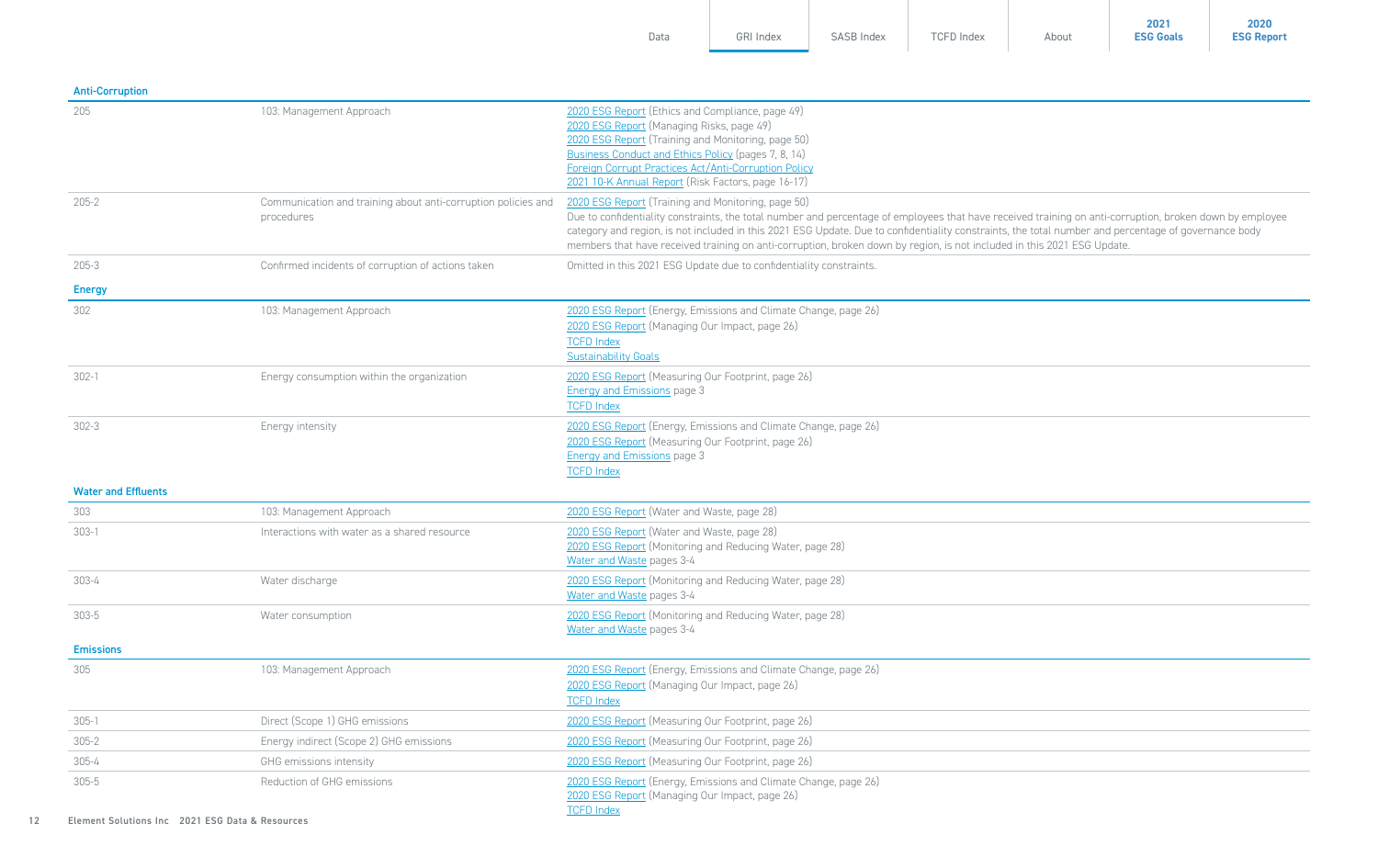### Anti-Corruption

| | | |
|---|---|---|
| 205 | 103: Management Approach | 2020 ESG Report (Ethics and Compliance, page 49)<br>2020 ESG Report (Managing Risks, page 49)<br>2020 ESG Report (Training and Monitoring, page 50)<br>Business Conduct and Ethics Policy (pages 7, 8, 14)<br>Foreign Corrupt Practices Act/Anti-Corruption Policy<br>2021 10-K Annual Report (Risk Factors, page 16-17) |
| 205-2 | Communication and training about anti-corruption policies and procedures | 2020 ESG Report (Training and Monitoring, page 50)<br>Due to confidentiality constraints, the total number and percentage of employees that have received training on anti-corruption, broken down by employee category and region, is not included in this 2021 ESG Update. Due to confidentiality constraints, the total number and percentage of governance body members that have received training on anti-corruption, broken down by region, is not included in this 2021 ESG Update. |
| 205-3 | Confirmed incidents of corruption of actions taken | Omitted in this 2021 ESG Update due to confidentiality constraints. |

### Energy

| | | |
|---|---|---|
| 302 | 103: Management Approach | 2020 ESG Report (Energy, Emissions and Climate Change, page 26)<br>2020 ESG Report (Managing Our Impact, page 26)<br>TCFD Index<br>Sustainability Goals |
| 302-1 | Energy consumption within the organization | 2020 ESG Report (Measuring Our Footprint, page 26)<br>Energy and Emissions page 3<br>TCFD Index |
| 302-3 | Energy intensity | 2020 ESG Report (Energy, Emissions and Climate Change, page 26)<br>2020 ESG Report (Measuring Our Footprint, page 26)<br>Energy and Emissions page 3<br>TCFD Index |

### Water and Effluents

| | | |
|---|---|---|
| 303 | 103: Management Approach | 2020 ESG Report (Water and Waste, page 28) |
| 303-1 | Interactions with water as a shared resource | 2020 ESG Report (Water and Waste, page 28)<br>2020 ESG Report (Monitoring and Reducing Water, page 28)<br>Water and Waste pages 3-4 |
| 303-4 | Water discharge | 2020 ESG Report (Monitoring and Reducing Water, page 28)<br>Water and Waste pages 3-4 |
| 303-5 | Water consumption | 2020 ESG Report (Monitoring and Reducing Water, page 28)<br>Water and Waste pages 3-4 |

### Emissions

| | | |
|---|---|---|
| 305 | 103: Management Approach | 2020 ESG Report (Energy, Emissions and Climate Change, page 26)<br>2020 ESG Report (Managing Our Impact, page 26)<br>TCFD Index |
| 305-1 | Direct (Scope 1) GHG emissions | 2020 ESG Report (Measuring Our Footprint, page 26) |
| 305-2 | Energy indirect (Scope 2) GHG emissions | 2020 ESG Report (Measuring Our Footprint, page 26) |
| 305-4 | GHG emissions intensity | 2020 ESG Report (Measuring Our Footprint, page 26) |
| 305-5 | Reduction of GHG emissions | 2020 ESG Report (Energy, Emissions and Climate Change, page 26)<br>2020 ESG Report (Managing Our Impact, page 26)<br>TCFD Index |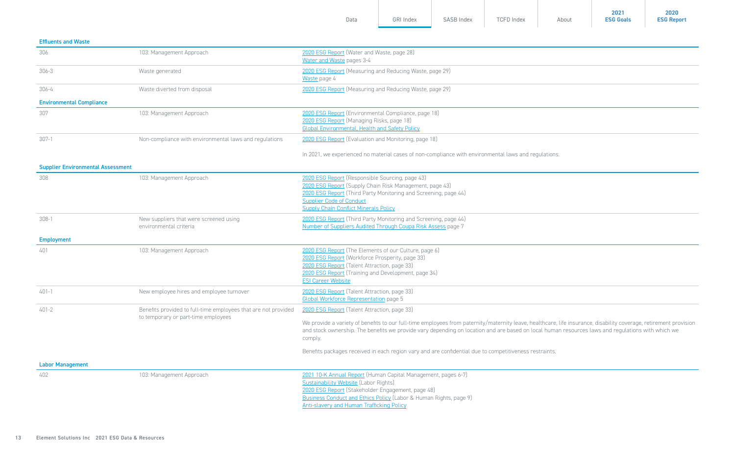| | | |
|---|---|---|
| **Effluents and Waste** | | |
| 306 | 103: Management Approach | 2020 ESG Report (Water and Waste, page 28)<br>Water and Waste pages 3-4 |
| 306-3 | Waste generated | 2020 ESG Report (Measuring and Reducing Waste, page 29)<br>Waste page 4 |
| 306-4 | Waste diverted from disposal | 2020 ESG Report (Measuring and Reducing Waste, page 29) |
| **Environmental Compliance** | | |
| 307 | 103: Management Approach | 2020 ESG Report (Environmental Compliance, page 18)<br>2020 ESG Report (Managing Risks, page 18)<br>Global Environmental, Health and Safety Policy |
| 307-1 | Non-compliance with environmental laws and regulations | 2020 ESG Report (Evaluation and Monitoring, page 18)<br><br>In 2021, we experienced no material cases of non-compliance with environmental laws and regulations. |
| **Supplier Environmental Assessment** | | |
| 308 | 103: Management Approach | 2020 ESG Report (Responsible Sourcing, page 43)<br>2020 ESG Report (Supply Chain Risk Management, page 43)<br>2020 ESG Report (Third Party Monitoring and Screening, page 44)<br>Supplier Code of Conduct<br>Supply Chain Conflict Minerals Policy |
| 308-1 | New suppliers that were screened using environmental criteria | 2020 ESG Report (Third Party Monitoring and Screening, page 44)<br>Number of Suppliers Audited Through Coupa Risk Assess page 7 |
| **Employment** | | |
| 401 | 103: Management Approach | 2020 ESG Report (The Elements of our Culture, page 6)<br>2020 ESG Report (Workforce Prosperity, page 33)<br>2020 ESG Report (Talent Attraction, page 33)<br>2020 ESG Report (Training and Development, page 34)<br>ESI Career Website |
| 401-1 | New employee hires and employee turnover | 2020 ESG Report (Talent Attraction, page 33)<br>Global Workforce Representation page 5 |
| 401-2 | Benefits provided to full-time employees that are not provided to temporary or part-time employees | 2020 ESG Report (Talent Attraction, page 33)<br><br>We provide a variety of benefits to our full-time employees from paternity/maternity leave, healthcare, life insurance, disability coverage, retirement provision and stock ownership. The benefits we provide vary depending on location and are based on local human resources laws and regulations with which we comply.<br><br>Benefits packages received in each region vary and are confidential due to competitiveness restraints. |
| **Labor Management** | | |
| 402 | 103: Management Approach | 2021 10-K Annual Report (Human Capital Management, pages 6-7)<br>Sustainability Website (Labor Rights)<br>2020 ESG Report (Stakeholder Engagement, page 48)<br>Business Conduct and Ethics Policy (Labor & Human Rights, page 9)<br>Anti-slavery and Human Trafficking Policy |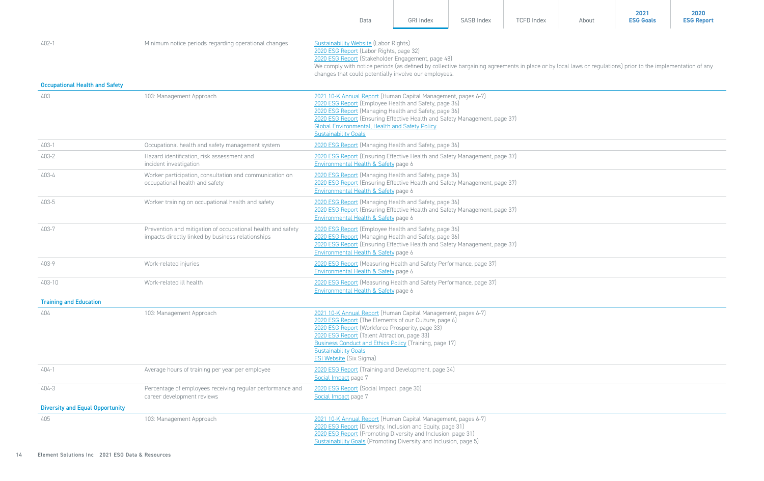| | | |
|---|---|---|
| 402-1 | Minimum notice periods regarding operational changes | Sustainability Website (Labor Rights)<br>2020 ESG Report (Labor Rights, page 32)<br>2020 ESG Report (Stakeholder Engagement, page 48)<br>We comply with notice periods (as defined by collective bargaining agreements in place or by local laws or regulations) prior to the implementation of any changes that could potentially involve our employees. |

**Occupational Health and Safety**

| | | |
|---|---|---|
| 403 | 103: Management Approach | 2021 10-K Annual Report (Human Capital Management, pages 6-7)<br>2020 ESG Report (Employee Health and Safety, page 36)<br>2020 ESG Report (Managing Health and Safety, page 36)<br>2020 ESG Report (Ensuring Effective Health and Safety Management, page 37)<br>Global Environmental, Health and Safety Policy<br>Sustainability Goals |
| 403-1 | Occupational health and safety management system | 2020 ESG Report (Managing Health and Safety, page 36) |
| 403-2 | Hazard identification, risk assessment and incident investigation | 2020 ESG Report (Ensuring Effective Health and Safety Management, page 37)<br>Environmental Health & Safety page 6 |
| 403-4 | Worker participation, consultation and communication on occupational health and safety | 2020 ESG Report (Managing Health and Safety, page 36)<br>2020 ESG Report (Ensuring Effective Health and Safety Management, page 37)<br>Environmental Health & Safety page 6 |
| 403-5 | Worker training on occupational health and safety | 2020 ESG Report (Managing Health and Safety, page 36)<br>2020 ESG Report (Ensuring Effective Health and Safety Management, page 37)<br>Environmental Health & Safety page 6 |
| 403-7 | Prevention and mitigation of occupational health and safety impacts directly linked by business relationships | 2020 ESG Report (Employee Health and Safety, page 36)<br>2020 ESG Report (Managing Health and Safety, page 36)<br>2020 ESG Report (Ensuring Effective Health and Safety Management, page 37)<br>Environmental Health & Safety page 6 |
| 403-9 | Work-related injuries | 2020 ESG Report (Measuring Health and Safety Performance, page 37)<br>Environmental Health & Safety page 6 |
| 403-10 | Work-related ill health | 2020 ESG Report (Measuring Health and Safety Performance, page 37)<br>Environmental Health & Safety page 6 |

**Training and Education**

| | | |
|---|---|---|
| 404 | 103: Management Approach | 2021 10-K Annual Report (Human Capital Management, pages 6-7)<br>2020 ESG Report (The Elements of our Culture, page 6)<br>2020 ESG Report (Workforce Prosperity, page 33)<br>2020 ESG Report (Talent Attraction, page 33)<br>Business Conduct and Ethics Policy (Training, page 17)<br>Sustainability Goals<br>ESI Website (Six Sigma) |
| 404-1 | Average hours of training per year per employee | 2020 ESG Report (Training and Development, page 34)<br>Social Impact page 7 |
| 404-3 | Percentage of employees receiving regular performance and career development reviews | 2020 ESG Report (Social Impact, page 30)<br>Social Impact page 7 |

**Diversity and Equal Opportunity**

| | | |
|---|---|---|
| 405 | 103: Management Approach | 2021 10-K Annual Report (Human Capital Management, pages 6-7)<br>2020 ESG Report (Diversity, Inclusion and Equity, page 31)<br>2020 ESG Report (Promoting Diversity and Inclusion, page 31)<br>Sustainability Goals (Promoting Diversity and Inclusion, page 5) |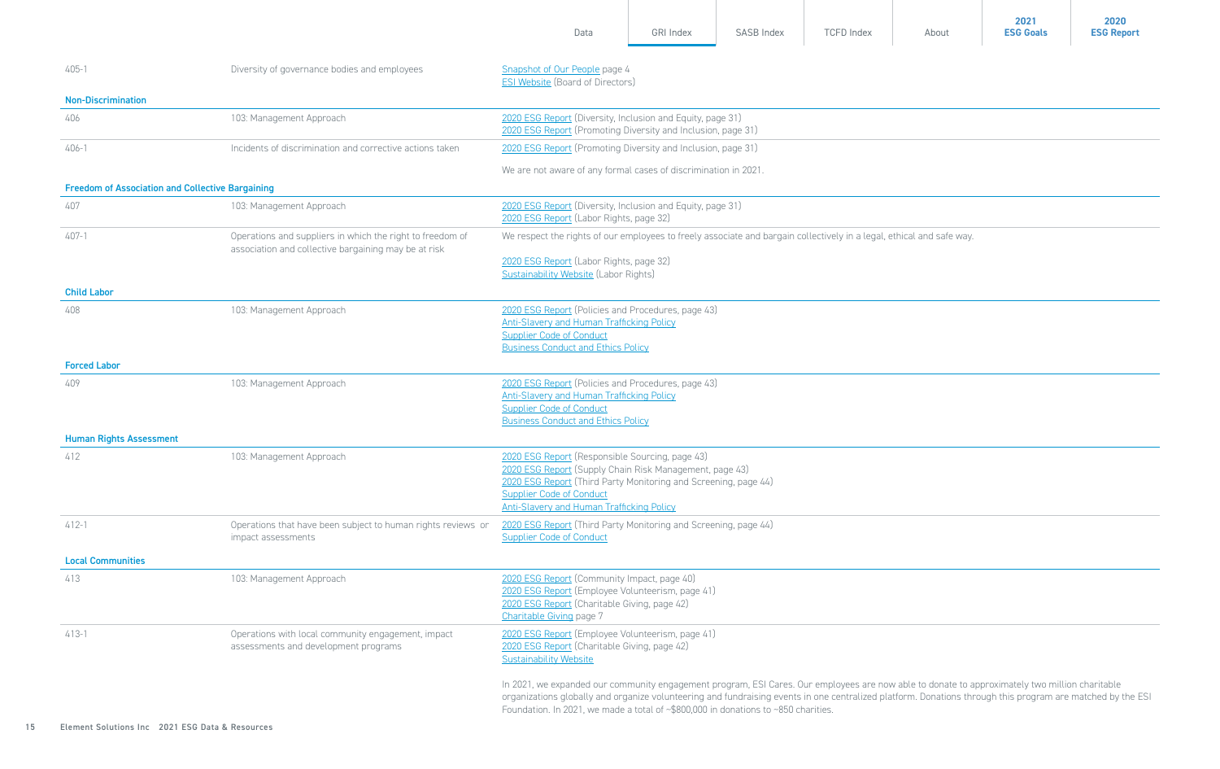| | | |
|---|---|---|
| 405-1 | Diversity of governance bodies and employees | Snapshot of Our People page 4<br>ESI Website (Board of Directors) |
| **Non-Discrimination** | | |
| 406 | 103: Management Approach | 2020 ESG Report (Diversity, Inclusion and Equity, page 31)<br>2020 ESG Report (Promoting Diversity and Inclusion, page 31) |
| 406-1 | Incidents of discrimination and corrective actions taken | 2020 ESG Report (Promoting Diversity and Inclusion, page 31)<br><br>We are not aware of any formal cases of discrimination in 2021. |
| **Freedom of Association and Collective Bargaining** | | |
| 407 | 103: Management Approach | 2020 ESG Report (Diversity, Inclusion and Equity, page 31)<br>2020 ESG Report (Labor Rights, page 32) |
| 407-1 | Operations and suppliers in which the right to freedom of association and collective bargaining may be at risk | We respect the rights of our employees to freely associate and bargain collectively in a legal, ethical and safe way.<br><br>2020 ESG Report (Labor Rights, page 32)<br>Sustainability Website (Labor Rights) |
| **Child Labor** | | |
| 408 | 103: Management Approach | 2020 ESG Report (Policies and Procedures, page 43)<br>Anti-Slavery and Human Trafficking Policy<br>Supplier Code of Conduct<br>Business Conduct and Ethics Policy |
| **Forced Labor** | | |
| 409 | 103: Management Approach | 2020 ESG Report (Policies and Procedures, page 43)<br>Anti-Slavery and Human Trafficking Policy<br>Supplier Code of Conduct<br>Business Conduct and Ethics Policy |
| **Human Rights Assessment** | | |
| 412 | 103: Management Approach | 2020 ESG Report (Responsible Sourcing, page 43)<br>2020 ESG Report (Supply Chain Risk Management, page 43)<br>2020 ESG Report (Third Party Monitoring and Screening, page 44)<br>Supplier Code of Conduct<br>Anti-Slavery and Human Trafficking Policy |
| 412-1 | Operations that have been subject to human rights reviews or impact assessments | 2020 ESG Report (Third Party Monitoring and Screening, page 44)<br>Supplier Code of Conduct |
| **Local Communities** | | |
| 413 | 103: Management Approach | 2020 ESG Report (Community Impact, page 40)<br>2020 ESG Report (Employee Volunteerism, page 41)<br>2020 ESG Report (Charitable Giving, page 42)<br>Charitable Giving page 7 |
| 413-1 | Operations with local community engagement, impact assessments and development programs | 2020 ESG Report (Employee Volunteerism, page 41)<br>2020 ESG Report (Charitable Giving, page 42)<br>Sustainability Website<br><br>In 2021, we expanded our community engagement program, ESI Cares. Our employees are now able to donate to approximately two million charitable organizations globally and organize volunteering and fundraising events in one centralized platform. Donations through this program are matched by the ESI Foundation. In 2021, we made a total of ~$800,000 in donations to ~850 charities. |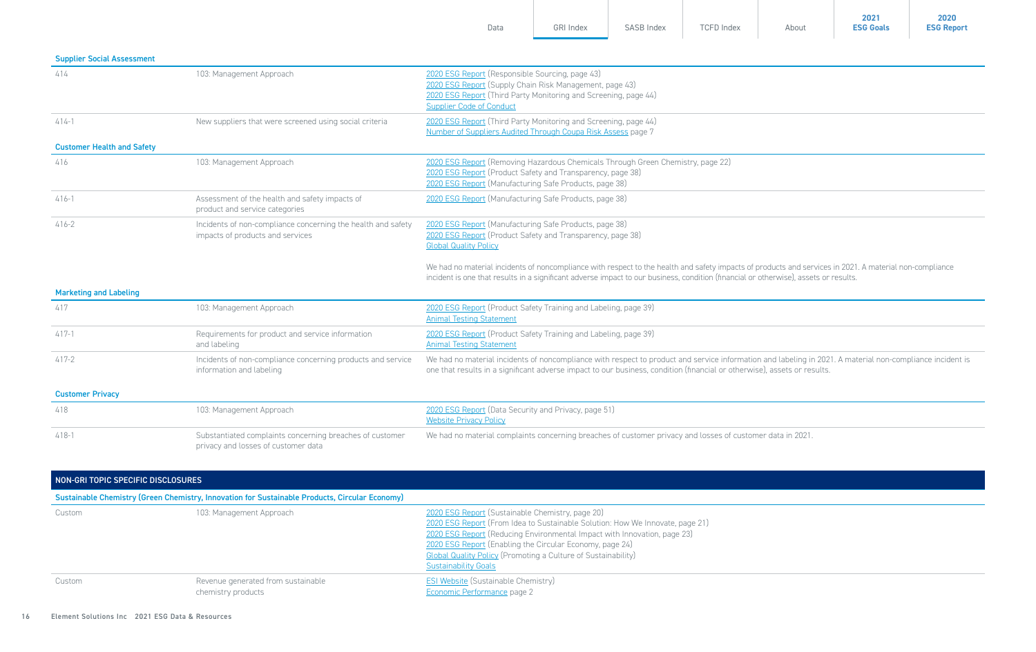| | | |
|---|---|---|
| **Supplier Social Assessment** | | |
| 414 | 103: Management Approach | 2020 ESG Report (Responsible Sourcing, page 43)<br>2020 ESG Report (Supply Chain Risk Management, page 43)<br>2020 ESG Report (Third Party Monitoring and Screening, page 44)<br>Supplier Code of Conduct |
| 414-1 | New suppliers that were screened using social criteria | 2020 ESG Report (Third Party Monitoring and Screening, page 44)<br>Number of Suppliers Audited Through Coupa Risk Assess page 7 |
| **Customer Health and Safety** | | |
| 416 | 103: Management Approach | 2020 ESG Report (Removing Hazardous Chemicals Through Green Chemistry, page 22)<br>2020 ESG Report (Product Safety and Transparency, page 38)<br>2020 ESG Report (Manufacturing Safe Products, page 38) |
| 416-1 | Assessment of the health and safety impacts of product and service categories | 2020 ESG Report (Manufacturing Safe Products, page 38) |
| 416-2 | Incidents of non-compliance concerning the health and safety impacts of products and services | 2020 ESG Report (Manufacturing Safe Products, page 38)<br>2020 ESG Report (Product Safety and Transparency, page 38)<br>Global Quality Policy<br><br>We had no material incidents of noncompliance with respect to the health and safety impacts of products and services in 2021. A material non-compliance incident is one that results in a significant adverse impact to our business, condition (financial or otherwise), assets or results. |
| **Marketing and Labeling** | | |
| 417 | 103: Management Approach | 2020 ESG Report (Product Safety Training and Labeling, page 39)<br>Animal Testing Statement |
| 417-1 | Requirements for product and service information and labeling | 2020 ESG Report (Product Safety Training and Labeling, page 39)<br>Animal Testing Statement |
| 417-2 | Incidents of non-compliance concerning products and service information and labeling | We had no material incidents of noncompliance with respect to product and service information and labeling in 2021. A material non-compliance incident is one that results in a significant adverse impact to our business, condition (financial or otherwise), assets or results. |
| **Customer Privacy** | | |
| 418 | 103: Management Approach | 2020 ESG Report (Data Security and Privacy, page 51)<br>Website Privacy Policy |
| 418-1 | Substantiated complaints concerning breaches of customer privacy and losses of customer data | We had no material complaints concerning breaches of customer privacy and losses of customer data in 2021. |

## NON-GRI TOPIC SPECIFIC DISCLOSURES

| | | |
|---|---|---|
| **Sustainable Chemistry (Green Chemistry, Innovation for Sustainable Products, Circular Economy)** | | |
| Custom | 103: Management Approach | 2020 ESG Report (Sustainable Chemistry, page 20)<br>2020 ESG Report (From Idea to Sustainable Solution: How We Innovate, page 21)<br>2020 ESG Report (Reducing Environmental Impact with Innovation, page 23)<br>2020 ESG Report (Enabling the Circular Economy, page 24)<br>Global Quality Policy (Promoting a Culture of Sustainability)<br>Sustainability Goals |
| Custom | Revenue generated from sustainable chemistry products | ESI Website (Sustainable Chemistry)<br>Economic Performance page 2 |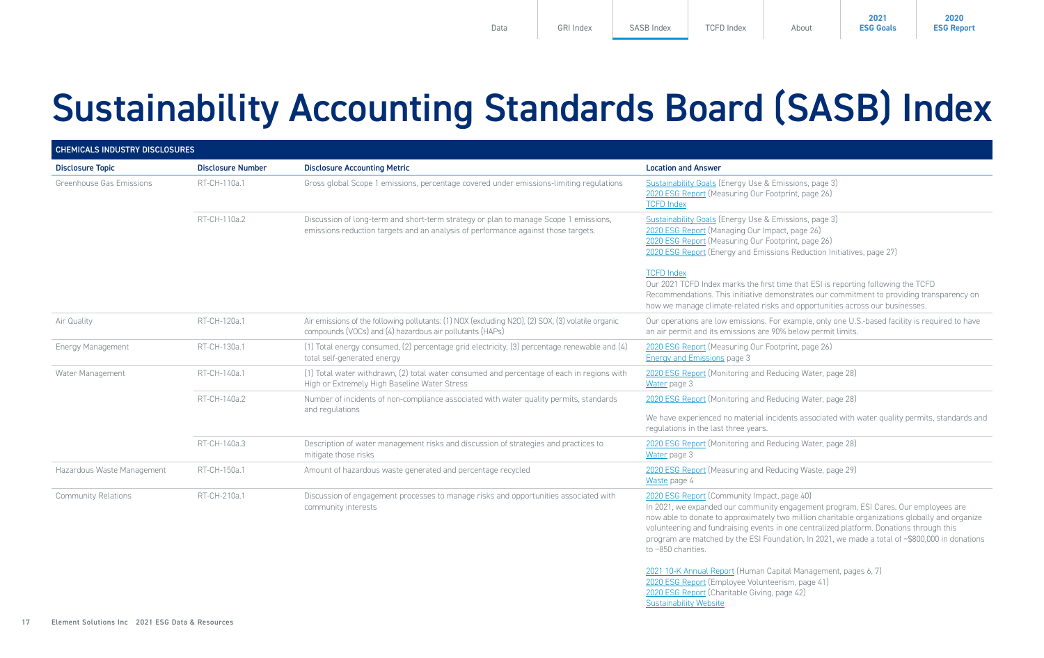# Sustainability Accounting Standards Board (SASB) Index

| CHEMICALS INDUSTRY DISCLOSURES | | | |
|---|---|---|---|
| **Disclosure Topic** | **Disclosure Number** | **Disclosure Accounting Metric** | **Location and Answer** |
| Greenhouse Gas Emissions | RT-CH-110a.1 | Gross global Scope 1 emissions, percentage covered under emissions-limiting regulations | Sustainability Goals (Energy Use & Emissions, page 3)<br>2020 ESG Report (Measuring Our Footprint, page 26)<br>TCFD Index |
| | RT-CH-110a.2 | Discussion of long-term and short-term strategy or plan to manage Scope 1 emissions, emissions reduction targets and an analysis of performance against those targets. | Sustainability Goals (Energy Use & Emissions, page 3)<br>2020 ESG Report (Managing Our Impact, page 26)<br>2020 ESG Report (Measuring Our Footprint, page 26)<br>2020 ESG Report (Energy and Emissions Reduction Initiatives, page 27)<br><br>TCFD Index<br>Our 2021 TCFD Index marks the first time that ESI is reporting following the TCFD Recommendations. This initiative demonstrates our commitment to providing transparency on how we manage climate-related risks and opportunities across our businesses. |
| Air Quality | RT-CH-120a.1 | Air emissions of the following pollutants: (1) NOX (excluding N2O), (2) SOX, (3) volatile organic compounds (VOCs) and (4) hazardous air pollutants (HAPs) | Our operations are low emissions. For example, only one U.S.-based facility is required to have an air permit and its emissions are 90% below permit limits. |
| Energy Management | RT-CH-130a.1 | (1) Total energy consumed, (2) percentage grid electricity, (3) percentage renewable and (4) total self-generated energy | 2020 ESG Report (Measuring Our Footprint, page 26)<br>Energy and Emissions page 3 |
| Water Management | RT-CH-140a.1 | (1) Total water withdrawn, (2) total water consumed and percentage of each in regions with High or Extremely High Baseline Water Stress | 2020 ESG Report (Monitoring and Reducing Water, page 28)<br>Water page 3 |
| | RT-CH-140a.2 | Number of incidents of non-compliance associated with water quality permits, standards and regulations | 2020 ESG Report (Monitoring and Reducing Water, page 28)<br><br>We have experienced no material incidents associated with water quality permits, standards and regulations in the last three years. |
| | RT-CH-140a.3 | Description of water management risks and discussion of strategies and practices to mitigate those risks | 2020 ESG Report (Monitoring and Reducing Water, page 28)<br>Water page 3 |
| Hazardous Waste Management | RT-CH-150a.1 | Amount of hazardous waste generated and percentage recycled | 2020 ESG Report (Measuring and Reducing Waste, page 29)<br>Waste page 4 |
| Community Relations | RT-CH-210a.1 | Discussion of engagement processes to manage risks and opportunities associated with community interests | 2020 ESG Report (Community Impact, page 40)<br>In 2021, we expanded our community engagement program, ESI Cares. Our employees are now able to donate to approximately two million charitable organizations globally and organize volunteering and fundraising events in one centralized platform. Donations through this program are matched by the ESI Foundation. In 2021, we made a total of ~$800,000 in donations to ~850 charities.<br><br>2021 10-K Annual Report (Human Capital Management, pages 6, 7)<br>2020 ESG Report (Employee Volunteerism, page 41)<br>2020 ESG Report (Charitable Giving, page 42)<br>Sustainability Website |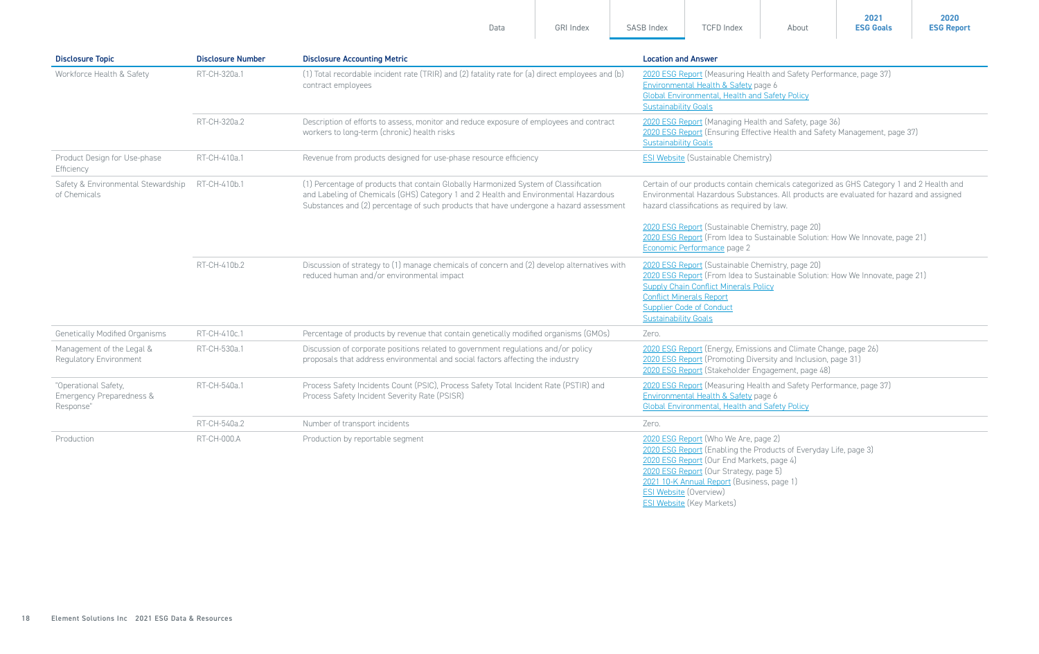| Disclosure Topic | Disclosure Number | Disclosure Accounting Metric | Location and Answer |
|---|---|---|---|
| Workforce Health & Safety | RT-CH-320a.1 | (1) Total recordable incident rate (TRIR) and (2) fatality rate for (a) direct employees and (b) contract employees | 2020 ESG Report (Measuring Health and Safety Performance, page 37)<br>Environmental Health & Safety page 6<br>Global Environmental, Health and Safety Policy<br>Sustainability Goals |
| | RT-CH-320a.2 | Description of efforts to assess, monitor and reduce exposure of employees and contract workers to long-term (chronic) health risks | 2020 ESG Report (Managing Health and Safety, page 36)<br>2020 ESG Report (Ensuring Effective Health and Safety Management, page 37)<br>Sustainability Goals |
| Product Design for Use-phase Efficiency | RT-CH-410a.1 | Revenue from products designed for use-phase resource efficiency | ESI Website (Sustainable Chemistry) |
| Safety & Environmental Stewardship of Chemicals | RT-CH-410b.1 | (1) Percentage of products that contain Globally Harmonized System of Classification and Labeling of Chemicals (GHS) Category 1 and 2 Health and Environmental Hazardous Substances and (2) percentage of such products that have undergone a hazard assessment | Certain of our products contain chemicals categorized as GHS Category 1 and 2 Health and Environmental Hazardous Substances. All products are evaluated for hazard and assigned hazard classifications as required by law.<br><br>2020 ESG Report (Sustainable Chemistry, page 20)<br>2020 ESG Report (From Idea to Sustainable Solution: How We Innovate, page 21)<br>Economic Performance page 2 |
| | RT-CH-410b.2 | Discussion of strategy to (1) manage chemicals of concern and (2) develop alternatives with reduced human and/or environmental impact | 2020 ESG Report (Sustainable Chemistry, page 20)<br>2020 ESG Report (From Idea to Sustainable Solution: How We Innovate, page 21)<br>Supply Chain Conflict Minerals Policy<br>Conflict Minerals Report<br>Supplier Code of Conduct<br>Sustainability Goals |
| Genetically Modified Organisms | RT-CH-410c.1 | Percentage of products by revenue that contain genetically modified organisms (GMOs) | Zero. |
| Management of the Legal & Regulatory Environment | RT-CH-530a.1 | Discussion of corporate positions related to government regulations and/or policy proposals that address environmental and social factors affecting the industry | 2020 ESG Report (Energy, Emissions and Climate Change, page 26)<br>2020 ESG Report (Promoting Diversity and Inclusion, page 31)<br>2020 ESG Report (Stakeholder Engagement, page 48) |
| "Operational Safety, Emergency Preparedness & Response" | RT-CH-540a.1 | Process Safety Incidents Count (PSIC), Process Safety Total Incident Rate (PSTIR) and Process Safety Incident Severity Rate (PSISR) | 2020 ESG Report (Measuring Health and Safety Performance, page 37)<br>Environmental Health & Safety page 6<br>Global Environmental, Health and Safety Policy |
| | RT-CH-540a.2 | Number of transport incidents | Zero. |
| Production | RT-CH-000.A | Production by reportable segment | 2020 ESG Report (Who We Are, page 2)<br>2020 ESG Report (Enabling the Products of Everyday Life, page 3)<br>2020 ESG Report (Our End Markets, page 4)<br>2020 ESG Report (Our Strategy, page 5)<br>2021 10-K Annual Report (Business, page 1)<br>ESI Website (Overview)<br>ESI Website (Key Markets) |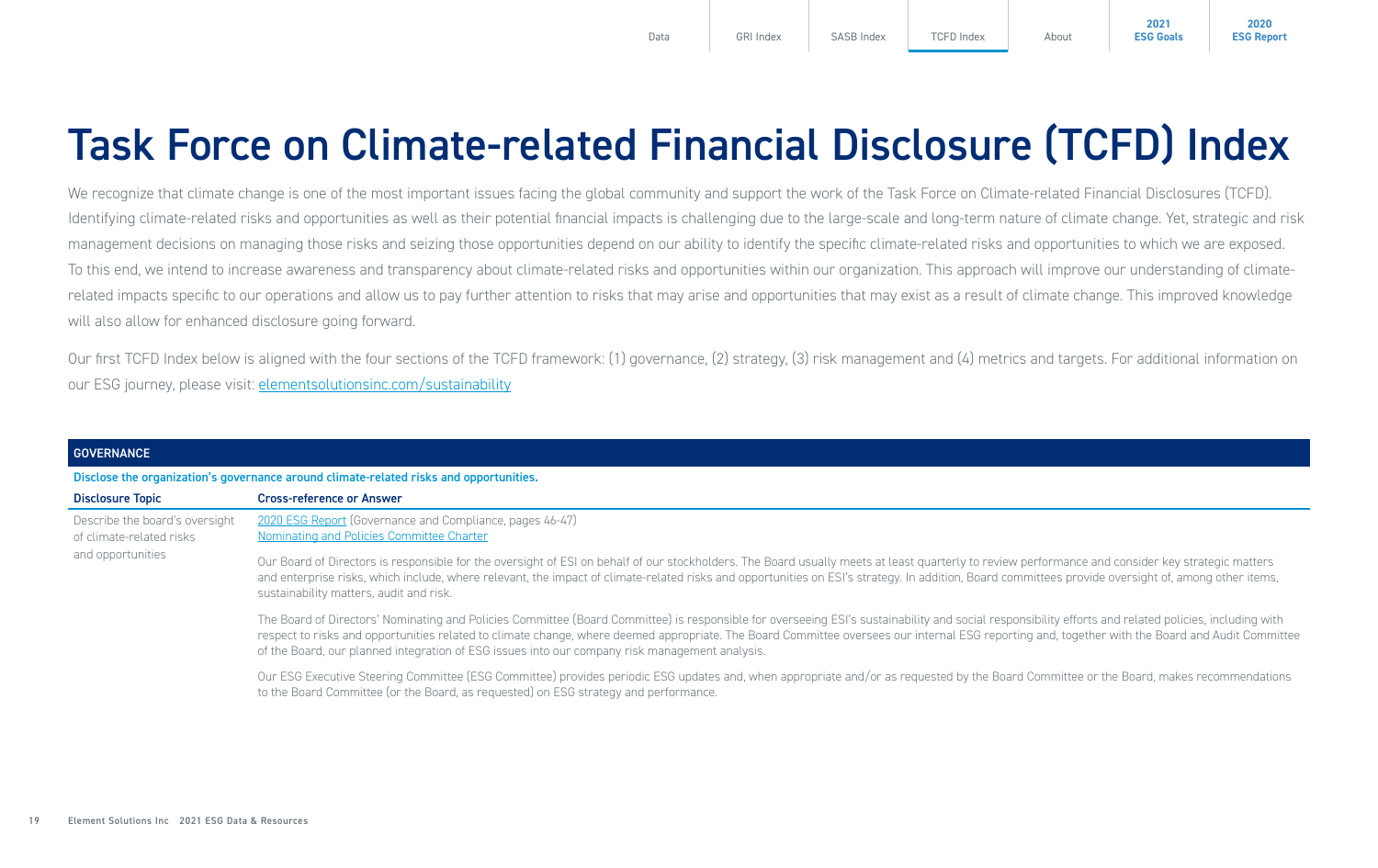# Task Force on Climate-related Financial Disclosure (TCFD) Index

We recognize that climate change is one of the most important issues facing the global community and support the work of the Task Force on Climate-related Financial Disclosures (TCFD). Identifying climate-related risks and opportunities as well as their potential financial impacts is challenging due to the large-scale and long-term nature of climate change. Yet, strategic and risk management decisions on managing those risks and seizing those opportunities depend on our ability to identify the specific climate-related risks and opportunities to which we are exposed. To this end, we intend to increase awareness and transparency about climate-related risks and opportunities within our organization. This approach will improve our understanding of climate-related impacts specific to our operations and allow us to pay further attention to risks that may arise and opportunities that may exist as a result of climate change. This improved knowledge will also allow for enhanced disclosure going forward.

Our first TCFD Index below is aligned with the four sections of the TCFD framework: (1) governance, (2) strategy, (3) risk management and (4) metrics and targets. For additional information on our ESG journey, please visit: elementsolutionsinc.com/sustainability

## GOVERNANCE

**Disclose the organization's governance around climate-related risks and opportunities.**

| Disclosure Topic | Cross-reference or Answer |
|---|---|
| Describe the board's oversight of climate-related risks and opportunities | 2020 ESG Report (Governance and Compliance, pages 46-47)<br>Nominating and Policies Committee Charter<br><br>Our Board of Directors is responsible for the oversight of ESI on behalf of our stockholders. The Board usually meets at least quarterly to review performance and consider key strategic matters and enterprise risks, which include, where relevant, the impact of climate-related risks and opportunities on ESI's strategy. In addition, Board committees provide oversight of, among other items, sustainability matters, audit and risk.<br><br>The Board of Directors' Nominating and Policies Committee (Board Committee) is responsible for overseeing ESI's sustainability and social responsibility efforts and related policies, including with respect to risks and opportunities related to climate change, where deemed appropriate. The Board Committee oversees our internal ESG reporting and, together with the Board and Audit Committee of the Board, our planned integration of ESG issues into our company risk management analysis.<br><br>Our ESG Executive Steering Committee (ESG Committee) provides periodic ESG updates and, when appropriate and/or as requested by the Board Committee or the Board, makes recommendations to the Board Committee (or the Board, as requested) on ESG strategy and performance. |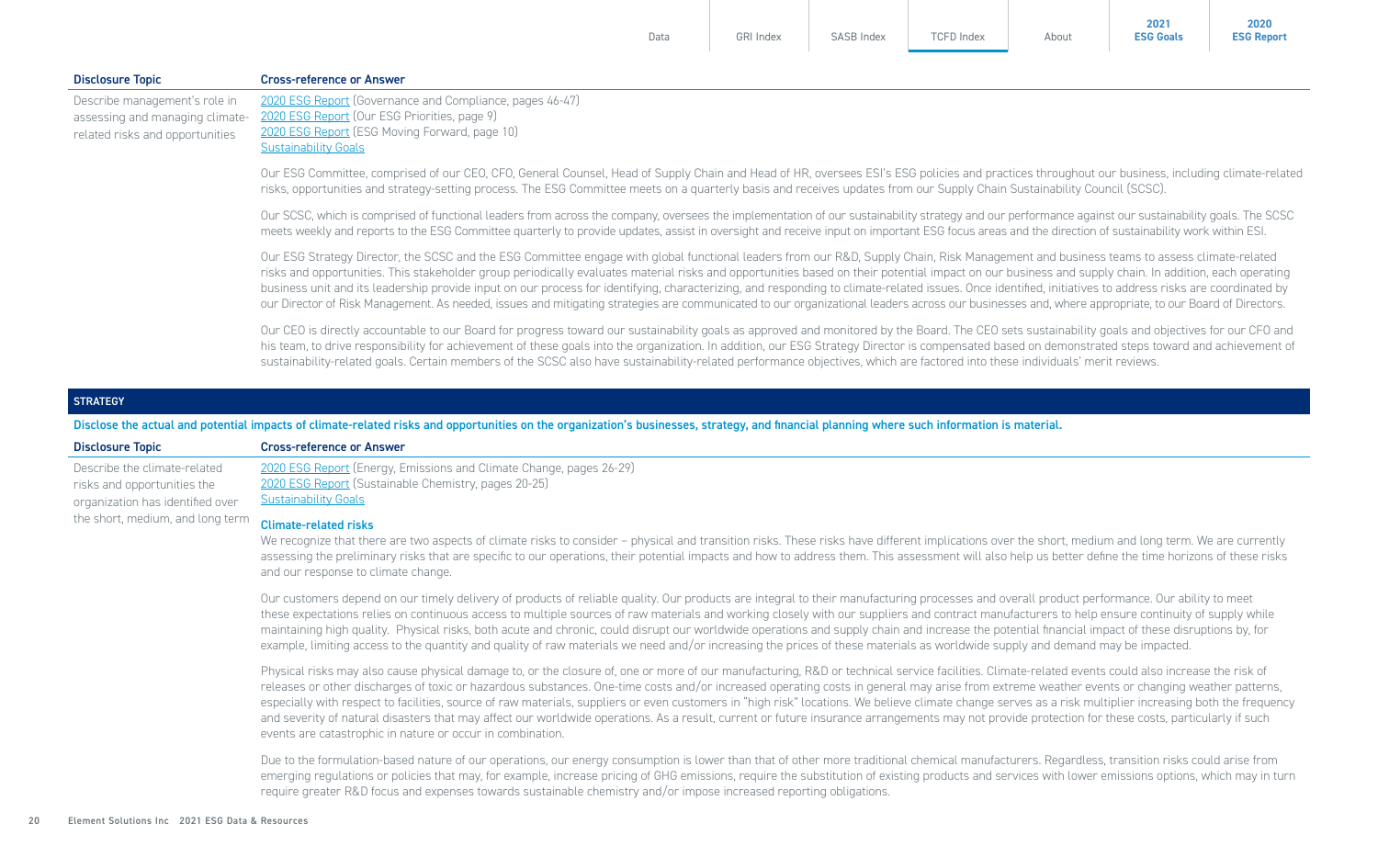| Disclosure Topic | Cross-reference or Answer |
|---|---|
| Describe management's role in assessing and managing climate-related risks and opportunities | 2020 ESG Report (Governance and Compliance, pages 46-47)<br>2020 ESG Report (Our ESG Priorities, page 9)<br>2020 ESG Report (ESG Moving Forward, page 10)<br>Sustainability Goals<br><br>Our ESG Committee, comprised of our CEO, CFO, General Counsel, Head of Supply Chain and Head of HR, oversees ESI's ESG policies and practices throughout our business, including climate-related risks, opportunities and strategy-setting process. The ESG Committee meets on a quarterly basis and receives updates from our Supply Chain Sustainability Council (SCSC).<br><br>Our SCSC, which is comprised of functional leaders from across the company, oversees the implementation of our sustainability strategy and our performance against our sustainability goals. The SCSC meets weekly and reports to the ESG Committee quarterly to provide updates, assist in oversight and receive input on important ESG focus areas and the direction of sustainability work within ESI.<br><br>Our ESG Strategy Director, the SCSC and the ESG Committee engage with global functional leaders from our R&D, Supply Chain, Risk Management and business teams to assess climate-related risks and opportunities. This stakeholder group periodically evaluates material risks and opportunities based on their potential impact on our business and supply chain. In addition, each operating business unit and its leadership provide input on our process for identifying, characterizing, and responding to climate-related issues. Once identified, initiatives to address risks are coordinated by our Director of Risk Management. As needed, issues and mitigating strategies are communicated to our organizational leaders across our businesses and, where appropriate, to our Board of Directors.<br><br>Our CEO is directly accountable to our Board for progress toward our sustainability goals as approved and monitored by the Board. The CEO sets sustainability goals and objectives for our CFO and his team, to drive responsibility for achievement of these goals into the organization. In addition, our ESG Strategy Director is compensated based on demonstrated steps toward and achievement of sustainability-related goals. Certain members of the SCSC also have sustainability-related performance objectives, which are factored into these individuals' merit reviews. |

## STRATEGY

**Disclose the actual and potential impacts of climate-related risks and opportunities on the organization's businesses, strategy, and financial planning where such information is material.**

| Disclosure Topic | Cross-reference or Answer |
|---|---|
| Describe the climate-related risks and opportunities the organization has identified over the short, medium, and long term | 2020 ESG Report (Energy, Emissions and Climate Change, pages 26-29)<br>2020 ESG Report (Sustainable Chemistry, pages 20-25)<br>Sustainability Goals<br><br>**Climate-related risks**<br>We recognize that there are two aspects of climate risks to consider – physical and transition risks. These risks have different implications over the short, medium and long term. We are currently assessing the preliminary risks that are specific to our operations, their potential impacts and how to address them. This assessment will also help us better define the time horizons of these risks and our response to climate change.<br><br>Our customers depend on our timely delivery of products of reliable quality. Our products are integral to their manufacturing processes and overall product performance. Our ability to meet these expectations relies on continuous access to multiple sources of raw materials and working closely with our suppliers and contract manufacturers to help ensure continuity of supply while maintaining high quality. Physical risks, both acute and chronic, could disrupt our worldwide operations and supply chain and increase the potential financial impact of these disruptions by, for example, limiting access to the quantity and quality of raw materials we need and/or increasing the prices of these materials as worldwide supply and demand may be impacted.<br><br>Physical risks may also cause physical damage to, or the closure of, one or more of our manufacturing, R&D or technical service facilities. Climate-related events could also increase the risk of releases or other discharges of toxic or hazardous substances. One-time costs and/or increased operating costs in general may arise from extreme weather events or changing weather patterns, especially with respect to facilities, source of raw materials, suppliers or even customers in "high risk" locations. We believe climate change serves as a risk multiplier increasing both the frequency and severity of natural disasters that may affect our worldwide operations. As a result, current or future insurance arrangements may not provide protection for these costs, particularly if such events are catastrophic in nature or occur in combination.<br><br>Due to the formulation-based nature of our operations, our energy consumption is lower than that of other more traditional chemical manufacturers. Regardless, transition risks could arise from emerging regulations or policies that may, for example, increase pricing of GHG emissions, require the substitution of existing products and services with lower emissions options, which may in turn require greater R&D focus and expenses towards sustainable chemistry and/or impose increased reporting obligations. |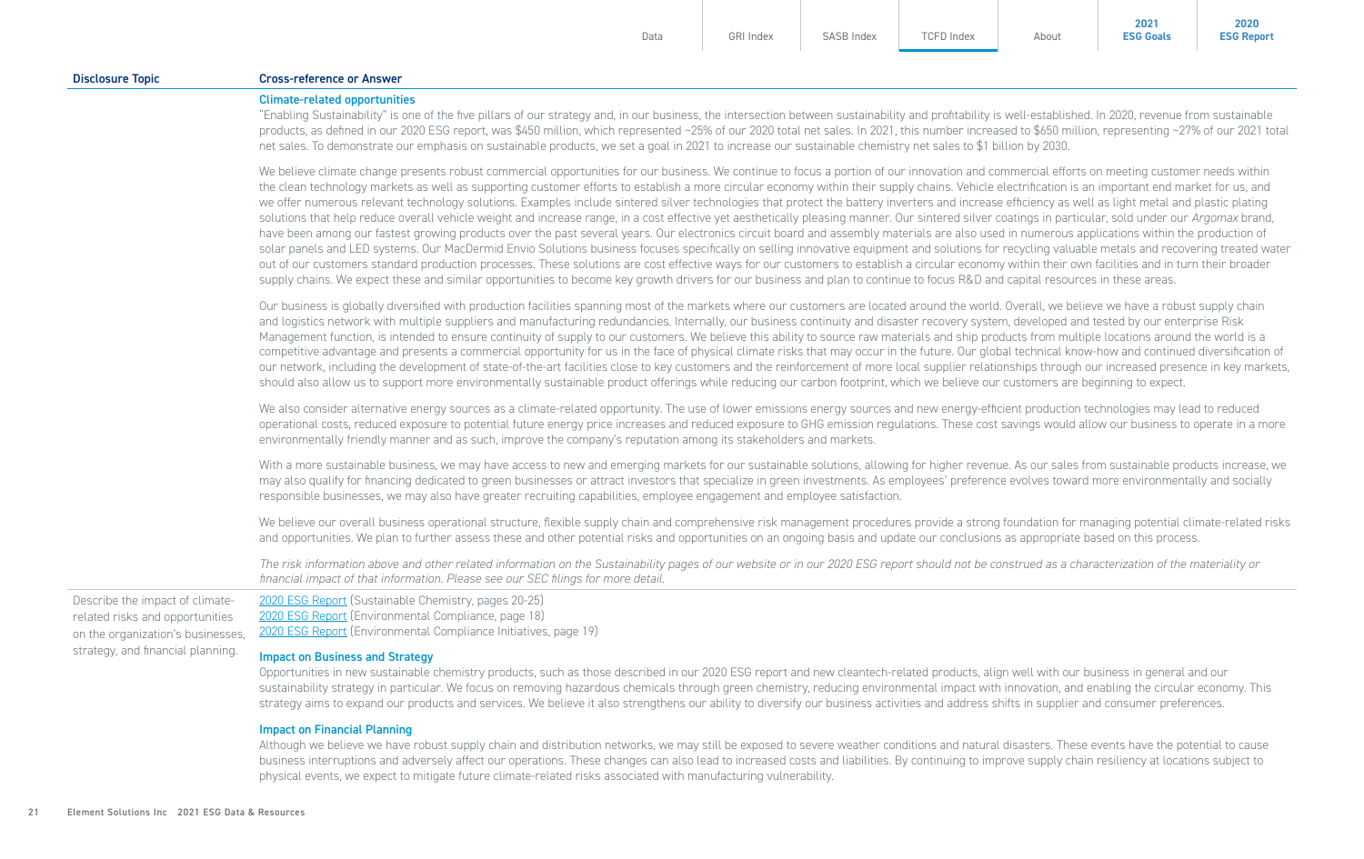| Disclosure Topic | Cross-reference or Answer |
|---|---|
| | **Climate-related opportunities** |

**Climate-related opportunities**

"Enabling Sustainability" is one of the five pillars of our strategy and, in our business, the intersection between sustainability and profitability is well-established. In 2020, revenue from sustainable products, as defined in our 2020 ESG report, was \$450 million, which represented ~25% of our 2020 total net sales. In 2021, this number increased to \$650 million, representing ~27% of our 2021 total net sales. To demonstrate our emphasis on sustainable products, we set a goal in 2021 to increase our sustainable chemistry net sales to \$1 billion by 2030.

We believe climate change presents robust commercial opportunities for our business. We continue to focus a portion of our innovation and commercial efforts on meeting customer needs within the clean technology markets as well as supporting customer efforts to establish a more circular economy within their supply chains. Vehicle electrification is an important end market for us, and we offer numerous relevant technology solutions. Examples include sintered silver technologies that protect the battery inverters and increase efficiency as well as light metal and plastic plating solutions that help reduce overall vehicle weight and increase range, in a cost effective yet aesthetically pleasing manner. Our sintered silver coatings in particular, sold under our *Argomax* brand, have been among our fastest growing products over the past several years. Our electronics circuit board and assembly materials are also used in numerous applications within the production of solar panels and LED systems. Our MacDermid Envio Solutions business focuses specifically on selling innovative equipment and solutions for recycling valuable metals and recovering treated water out of our customers standard production processes. These solutions are cost effective ways for our customers to establish a circular economy within their own facilities and in turn their broader supply chains. We expect these and similar opportunities to become key growth drivers for our business and plan to continue to focus R&D and capital resources in these areas.

Our business is globally diversified with production facilities spanning most of the markets where our customers are located around the world. Overall, we believe we have a robust supply chain and logistics network with multiple suppliers and manufacturing redundancies. Internally, our business continuity and disaster recovery system, developed and tested by our enterprise Risk Management function, is intended to ensure continuity of supply to our customers. We believe this ability to source raw materials and ship products from multiple locations around the world is a competitive advantage and presents a commercial opportunity for us in the face of physical climate risks that may occur in the future. Our global technical know-how and continued diversification of our network, including the development of state-of-the-art facilities close to key customers and the reinforcement of more local supplier relationships through our increased presence in key markets, should also allow us to support more environmentally sustainable product offerings while reducing our carbon footprint, which we believe our customers are beginning to expect.

We also consider alternative energy sources as a climate-related opportunity. The use of lower emissions energy sources and new energy-efficient production technologies may lead to reduced operational costs, reduced exposure to potential future energy price increases and reduced exposure to GHG emission regulations. These cost savings would allow our business to operate in a more environmentally friendly manner and as such, improve the company's reputation among its stakeholders and markets.

With a more sustainable business, we may have access to new and emerging markets for our sustainable solutions, allowing for higher revenue. As our sales from sustainable products increase, we may also qualify for financing dedicated to green businesses or attract investors that specialize in green investments. As employees' preference evolves toward more environmentally and socially responsible businesses, we may also have greater recruiting capabilities, employee engagement and employee satisfaction.

We believe our overall business operational structure, flexible supply chain and comprehensive risk management procedures provide a strong foundation for managing potential climate-related risks and opportunities. We plan to further assess these and other potential risks and opportunities on an ongoing basis and update our conclusions as appropriate based on this process.

*The risk information above and other related information on the Sustainability pages of our website or in our 2020 ESG report should not be construed as a characterization of the materiality or financial impact of that information. Please see our SEC filings for more detail.*

---

**Describe the impact of climate-related risks and opportunities on the organization's businesses, strategy, and financial planning.**

[2020 ESG Report] (Sustainable Chemistry, pages 20-25)
[2020 ESG Report] (Environmental Compliance, page 18)
[2020 ESG Report] (Environmental Compliance Initiatives, page 19)

**Impact on Business and Strategy**

Opportunities in new sustainable chemistry products, such as those described in our 2020 ESG report and new cleantech-related products, align well with our business in general and our sustainability strategy in particular. We focus on removing hazardous chemicals through green chemistry, reducing environmental impact with innovation, and enabling the circular economy. This strategy aims to expand our products and services. We believe it also strengthens our ability to diversify our business activities and address shifts in supplier and consumer preferences.

**Impact on Financial Planning**

Although we believe we have robust supply chain and distribution networks, we may still be exposed to severe weather conditions and natural disasters. These events have the potential to cause business interruptions and adversely affect our operations. These changes can also lead to increased costs and liabilities. By continuing to improve supply chain resiliency at locations subject to physical events, we expect to mitigate future climate-related risks associated with manufacturing vulnerability.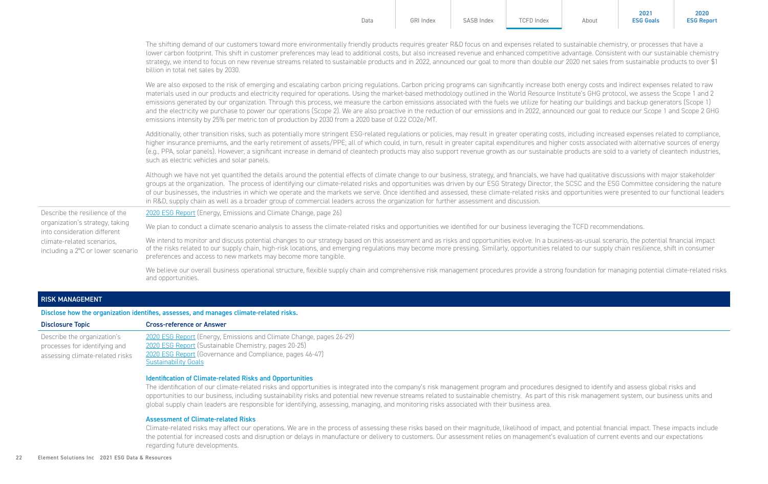The shifting demand of our customers toward more environmentally friendly products requires greater R&D focus on and expenses related to sustainable chemistry, or processes that have a lower carbon footprint. This shift in customer preferences may lead to additional costs, but also increased revenue and enhanced competitive advantage. Consistent with our sustainable chemistry strategy, we intend to focus on new revenue streams related to sustainable products and in 2022, announced our goal to more than double our 2020 net sales from sustainable products to over $1 billion in total net sales by 2030.

We are also exposed to the risk of emerging and escalating carbon pricing regulations. Carbon pricing programs can significantly increase both energy costs and indirect expenses related to raw materials used in our products and electricity required for operations. Using the market-based methodology outlined in the World Resource Institute's GHG protocol, we assess the Scope 1 and 2 emissions generated by our organization. Through this process, we measure the carbon emissions associated with the fuels we utilize for heating our buildings and backup generators (Scope 1) and the electricity we purchase to power our operations (Scope 2). We are also proactive in the reduction of our emissions and in 2022, announced our goal to reduce our Scope 1 and Scope 2 GHG emissions intensity by 25% per metric ton of production by 2030 from a 2020 base of 0.22 $CO_2e$/MT.

Additionally, other transition risks, such as potentially more stringent ESG-related regulations or policies, may result in greater operating costs, including increased expenses related to compliance, higher insurance premiums, and the early retirement of assets/PPE; all of which could, in turn, result in greater capital expenditures and higher costs associated with alternative sources of energy (e.g., PPA, solar panels). However, a significant increase in demand of cleantech products may also support revenue growth as our sustainable products are sold to a variety of cleantech industries, such as electric vehicles and solar panels.

Although we have not yet quantified the details around the potential effects of climate change to our business, strategy, and financials, we have had qualitative discussions with major stakeholder groups at the organization. The process of identifying our climate-related risks and opportunities was driven by our ESG Strategy Director, the SCSC and the ESG Committee considering the nature of our businesses, the industries in which we operate and the markets we serve. Once identified and assessed, these climate-related risks and opportunities were presented to our functional leaders in R&D, supply chain as well as a broader group of commercial leaders across the organization for further assessment and discussion.

| | |
|---|---|
| Describe the resilience of the organization's strategy, taking into consideration different climate-related scenarios, including a 2°C or lower scenario | 2020 ESG Report (Energy, Emissions and Climate Change, page 26)<br><br>We plan to conduct a climate scenario analysis to assess the climate-related risks and opportunities we identified for our business leveraging the TCFD recommendations.<br><br>We intend to monitor and discuss potential changes to our strategy based on this assessment and as risks and opportunities evolve. In a business-as-usual scenario, the potential financial impact of the risks related to our supply chain, high-risk locations, and emerging regulations may become more pressing. Similarly, opportunities related to our supply chain resilience, shift in consumer preferences and access to new markets may become more tangible.<br><br>We believe our overall business operational structure, flexible supply chain and comprehensive risk management procedures provide a strong foundation for managing potential climate-related risks and opportunities. |

## RISK MANAGEMENT

**Disclose how the organization identifies, assesses, and manages climate-related risks.**

| Disclosure Topic | Cross-reference or Answer |
|---|---|
| Describe the organization's processes for identifying and assessing climate-related risks | 2020 ESG Report (Energy, Emissions and Climate Change, pages 26-29)<br>2020 ESG Report (Sustainable Chemistry, pages 20-25)<br>2020 ESG Report (Governance and Compliance, pages 46-47)<br>Sustainability Goals<br><br>**Identification of Climate-related Risks and Opportunities**<br>The identification of our climate-related risks and opportunities is integrated into the company's risk management program and procedures designed to identify and assess global risks and opportunities to our business, including sustainability risks and potential new revenue streams related to sustainable chemistry. As part of this risk management system, our business units and global supply chain leaders are responsible for identifying, assessing, managing, and monitoring risks associated with their business area.<br><br>**Assessment of Climate-related Risks**<br>Climate-related risks may affect our operations. We are in the process of assessing these risks based on their magnitude, likelihood of impact, and potential financial impact. These impacts include the potential for increased costs and disruption or delays in manufacture or delivery to customers. Our assessment relies on management's evaluation of current events and our expectations regarding future developments. |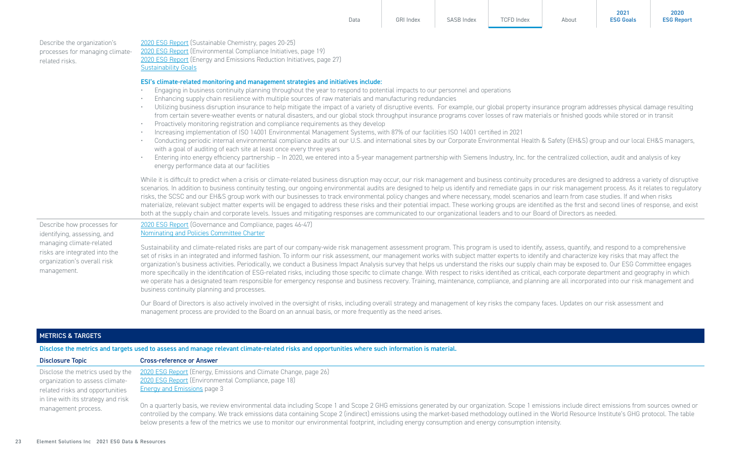| Disclosure Topic | Cross-reference or Answer |
|---|---|
| Describe the organization's processes for managing climate-related risks. | 2020 ESG Report (Sustainable Chemistry, pages 20-25)<br>2020 ESG Report (Environmental Compliance Initiatives, page 19)<br>2020 ESG Report (Energy and Emissions Reduction Initiatives, page 27)<br>Sustainability Goals<br><br>**ESI's climate-related monitoring and management strategies and initiatives include:**<br>• Engaging in business continuity planning throughout the year to respond to potential impacts to our personnel and operations<br>• Enhancing supply chain resilience with multiple sources of raw materials and manufacturing redundancies<br>• Utilizing business disruption insurance to help mitigate the impact of a variety of disruptive events. For example, our global property insurance program addresses physical damage resulting from certain severe-weather events or natural disasters, and our global stock throughput insurance programs cover losses of raw materials or finished goods while stored or in transit<br>• Proactively monitoring registration and compliance requirements as they develop<br>• Increasing implementation of ISO 14001 Environmental Management Systems, with 87% of our facilities ISO 14001 certified in 2021<br>• Conducting periodic internal environmental compliance audits at our U.S. and international sites by our Corporate Environmental Health & Safety (EH&S) group and our local EH&S managers, with a goal of auditing of each site at least once every three years<br>• Entering into energy efficiency partnership – In 2020, we entered into a 5-year management partnership with Siemens Industry, Inc. for the centralized collection, audit and analysis of key energy performance data at our facilities<br><br>While it is difficult to predict when a crisis or climate-related business disruption may occur, our risk management and business continuity procedures are designed to address a variety of disruptive scenarios. In addition to business continuity testing, our ongoing environmental audits are designed to help us identify and remediate gaps in our risk management process. As it relates to regulatory risks, the SCSC and our EH&S group work with our businesses to track environmental policy changes and where necessary, model scenarios and learn from case studies. If and when risks materialize, relevant subject matter experts will be engaged to address these risks and their potential impact. These working groups are identified as the first and second lines of response, and exist both at the supply chain and corporate levels. Issues and mitigating responses are communicated to our organizational leaders and to our Board of Directors as needed. |
| Describe how processes for identifying, assessing, and managing climate-related risks are integrated into the organization's overall risk management. | 2020 ESG Report (Governance and Compliance, pages 46-47)<br>Nominating and Policies Committee Charter<br><br>Sustainability and climate-related risks are part of our company-wide risk management assessment program. This program is used to identify, assess, quantify, and respond to a comprehensive set of risks in an integrated and informed fashion. To inform our risk assessment, our management works with subject matter experts to identify and characterize key risks that may affect the organization's business activities. Periodically, we conduct a Business Impact Analysis survey that helps us understand the risks our supply chain may be exposed to. Our ESG Committee engages more specifically in the identification of ESG-related risks, including those specific to climate change. With respect to risks identified as critical, each corporate department and geography in which we operate has a designated team responsible for emergency response and business recovery. Training, maintenance, compliance, and planning are all incorporated into our risk management and business continuity planning and processes.<br><br>Our Board of Directors is also actively involved in the oversight of risks, including overall strategy and management of key risks the company faces. Updates on our risk assessment and management process are provided to the Board on an annual basis, or more frequently as the need arises. |

## METRICS & TARGETS

**Disclose the metrics and targets used to assess and manage relevant climate-related risks and opportunities where such information is material.**

| Disclosure Topic | Cross-reference or Answer |
|---|---|
| Disclose the metrics used by the organization to assess climate-related risks and opportunities in line with its strategy and risk management process. | 2020 ESG Report (Energy, Emissions and Climate Change, page 26)<br>2020 ESG Report (Environmental Compliance, page 18)<br>Energy and Emissions page 3<br><br>On a quarterly basis, we review environmental data including Scope 1 and Scope 2 GHG emissions generated by our organization. Scope 1 emissions include direct emissions from sources owned or controlled by the company. We track emissions data containing Scope 2 (indirect) emissions using the market-based methodology outlined in the World Resource Institute's GHG protocol. The table below presents a few of the metrics we use to monitor our environmental footprint, including energy consumption and energy consumption intensity. |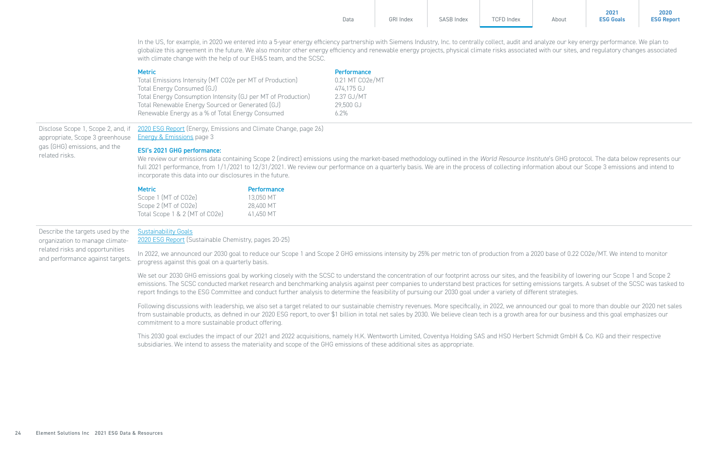In the US, for example, in 2020 we entered into a 5-year energy efficiency partnership with Siemens Industry, Inc. to centrally collect, audit and analyze our key energy performance. We plan to globalize this agreement in the future. We also monitor other energy efficiency and renewable energy projects, physical climate risks associated with our sites, and regulatory changes associated with climate change with the help of our EH&S team, and the SCSC.

| Metric | Performance |
| --- | --- |
| Total Emissions Intensity (MT CO2e per MT of Production) | 0.21 MT CO2e/MT |
| Total Energy Consumed (GJ) | 474,175 GJ |
| Total Energy Consumption Intensity (GJ per MT of Production) | 2.37 GJ/MT |
| Total Renewable Energy Sourced or Generated (GJ) | 29,500 GJ |
| Renewable Energy as a % of Total Energy Consumed | 6.2% |

**Disclose Scope 1, Scope 2, and, if appropriate, Scope 3 greenhouse gas (GHG) emissions, and the related risks.**

2020 ESG Report (Energy, Emissions and Climate Change, page 26)
Energy & Emissions page 3

**ESI's 2021 GHG performance:**

We review our emissions data containing Scope 2 (indirect) emissions using the market-based methodology outlined in the *World Resource Institute*'s GHG protocol. The data below represents our full 2021 performance, from 1/1/2021 to 12/31/2021. We review our performance on a quarterly basis. We are in the process of collecting information about our Scope 3 emissions and intend to incorporate this data into our disclosures in the future.

| Metric | Performance |
| --- | --- |
| Scope 1 (MT of CO2e) | 13,050 MT |
| Scope 2 (MT of CO2e) | 28,400 MT |
| Total Scope 1 & 2 (MT of CO2e) | 41,450 MT |

**Describe the targets used by the organization to manage climate-related risks and opportunities and performance against targets.**

Sustainability Goals
2020 ESG Report (Sustainable Chemistry, pages 20-25)

In 2022, we announced our 2030 goal to reduce our Scope 1 and Scope 2 GHG emissions intensity by 25% per metric ton of production from a 2020 base of 0.22 CO2e/MT. We intend to monitor progress against this goal on a quarterly basis.

We set our 2030 GHG emissions goal by working closely with the SCSC to understand the concentration of our footprint across our sites, and the feasibility of lowering our Scope 1 and Scope 2 emissions. The SCSC conducted market research and benchmarking analysis against peer companies to understand best practices for setting emissions targets. A subset of the SCSC was tasked to report findings to the ESG Committee and conduct further analysis to determine the feasibility of pursuing our 2030 goal under a variety of different strategies.

Following discussions with leadership, we also set a target related to our sustainable chemistry revenues. More specifically, in 2022, we announced our goal to more than double our 2020 net sales from sustainable products, as defined in our 2020 ESG report, to over $1 billion in total net sales by 2030. We believe clean tech is a growth area for our business and this goal emphasizes our commitment to a more sustainable product offering.

This 2030 goal excludes the impact of our 2021 and 2022 acquisitions, namely H.K. Wentworth Limited, Coventya Holding SAS and HSO Herbert Schmidt GmbH & Co. KG and their respective subsidiaries. We intend to assess the materiality and scope of the GHG emissions of these additional sites as appropriate.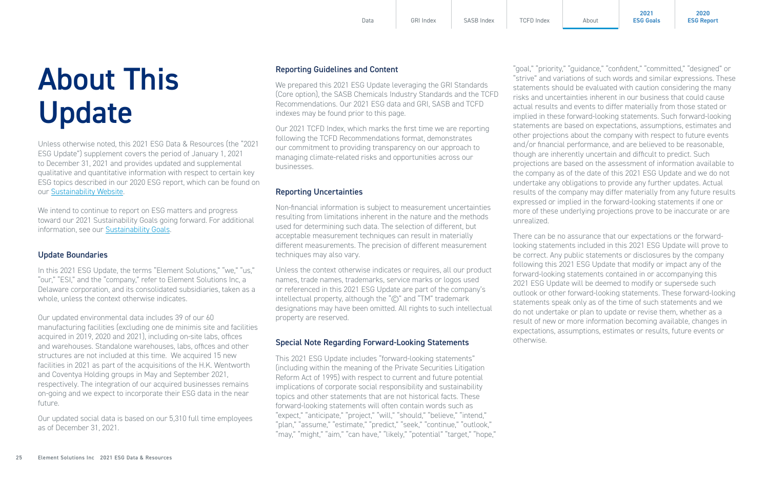# About This Update

Unless otherwise noted, this 2021 ESG Data & Resources (the "2021 ESG Update") supplement covers the period of January 1, 2021 to December 31, 2021 and provides updated and supplemental qualitative and quantitative information with respect to certain key ESG topics described in our 2020 ESG report, which can be found on our Sustainability Website.

We intend to continue to report on ESG matters and progress toward our 2021 Sustainability Goals going forward. For additional information, see our Sustainability Goals.

### Update Boundaries

In this 2021 ESG Update, the terms "Element Solutions," "we," "us," "our," "ESI," and the "company," refer to Element Solutions Inc, a Delaware corporation, and its consolidated subsidiaries, taken as a whole, unless the context otherwise indicates.

Our updated environmental data includes 39 of our 60 manufacturing facilities (excluding one de minimis site and facilities acquired in 2019, 2020 and 2021), including on-site labs, offices and warehouses. Standalone warehouses, labs, offices and other structures are not included at this time. We acquired 15 new facilities in 2021 as part of the acquisitions of the H.K. Wentworth and Coventya Holding groups in May and September 2021, respectively. The integration of our acquired businesses remains on-going and we expect to incorporate their ESG data in the near future.

Our updated social data is based on our 5,310 full time employees as of December 31, 2021.

### Reporting Guidelines and Content

We prepared this 2021 ESG Update leveraging the GRI Standards (Core option), the SASB Chemicals Industry Standards and the TCFD Recommendations. Our 2021 ESG data and GRI, SASB and TCFD indexes may be found prior to this page.

Our 2021 TCFD Index, which marks the first time we are reporting following the TCFD Recommendations format, demonstrates our commitment to providing transparency on our approach to managing climate-related risks and opportunities across our businesses.

### Reporting Uncertainties

Non-financial information is subject to measurement uncertainties resulting from limitations inherent in the nature and the methods used for determining such data. The selection of different, but acceptable measurement techniques can result in materially different measurements. The precision of different measurement techniques may also vary.

Unless the context otherwise indicates or requires, all our product names, trade names, trademarks, service marks or logos used or referenced in this 2021 ESG Update are part of the company's intellectual property, although the "©" and "TM" trademark designations may have been omitted. All rights to such intellectual property are reserved.

### Special Note Regarding Forward-Looking Statements

This 2021 ESG Update includes "forward-looking statements" (including within the meaning of the Private Securities Litigation Reform Act of 1995) with respect to current and future potential implications of corporate social responsibility and sustainability topics and other statements that are not historical facts. These forward-looking statements will often contain words such as "expect," "anticipate," "project," "will," "should," "believe," "intend," "plan," "assume," "estimate," "predict," "seek," "continue," "outlook," "may," "might," "aim," "can have," "likely," "potential" "target," "hope," "goal," "priority," "guidance," "confident," "committed," "designed" or "strive" and variations of such words and similar expressions. These statements should be evaluated with caution considering the many risks and uncertainties inherent in our business that could cause actual results and events to differ materially from those stated or implied in these forward-looking statements. Such forward-looking statements are based on expectations, assumptions, estimates and other projections about the company with respect to future events and/or financial performance, and are believed to be reasonable, though are inherently uncertain and difficult to predict. Such projections are based on the assessment of information available to the company as of the date of this 2021 ESG Update and we do not undertake any obligations to provide any further updates. Actual results of the company may differ materially from any future results expressed or implied in the forward-looking statements if one or more of these underlying projections prove to be inaccurate or are unrealized.

There can be no assurance that our expectations or the forward-looking statements included in this 2021 ESG Update will prove to be correct. Any public statements or disclosures by the company following this 2021 ESG Update that modify or impact any of the forward-looking statements contained in or accompanying this 2021 ESG Update will be deemed to modify or supersede such outlook or other forward-looking statements. These forward-looking statements speak only as of the time of such statements and we do not undertake or plan to update or revise them, whether as a result of new or more information becoming available, changes in expectations, assumptions, estimates or results, future events or otherwise.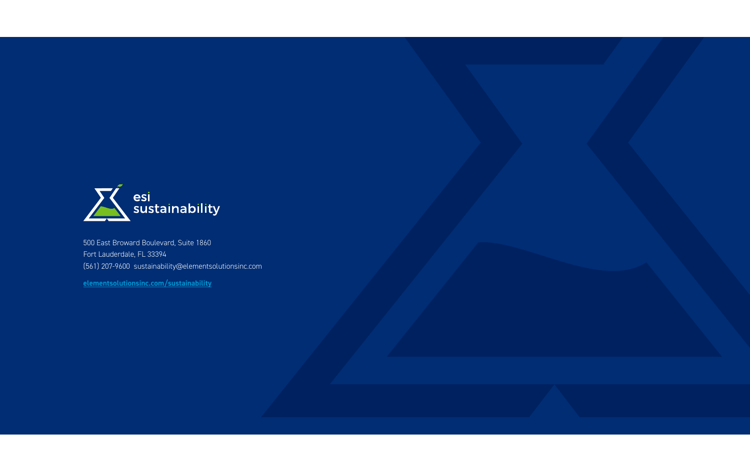esi sustainability

500 East Broward Boulevard, Suite 1860
Fort Lauderdale, FL 33394
(561) 207-9600 sustainability@elementsolutionsinc.com

**elementsolutionsinc.com/sustainability**